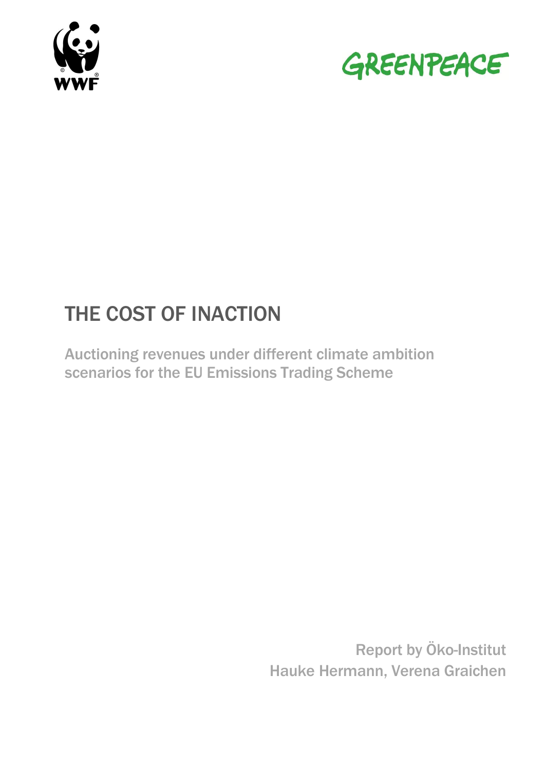WWF

GREENPEACE

# THE COST OF INACTION

## Auctioning revenues under different climate ambition scenarios for the EU Emissions Trading Scheme

Report by Öko-Institut
Hauke Hermann, Verena Graichen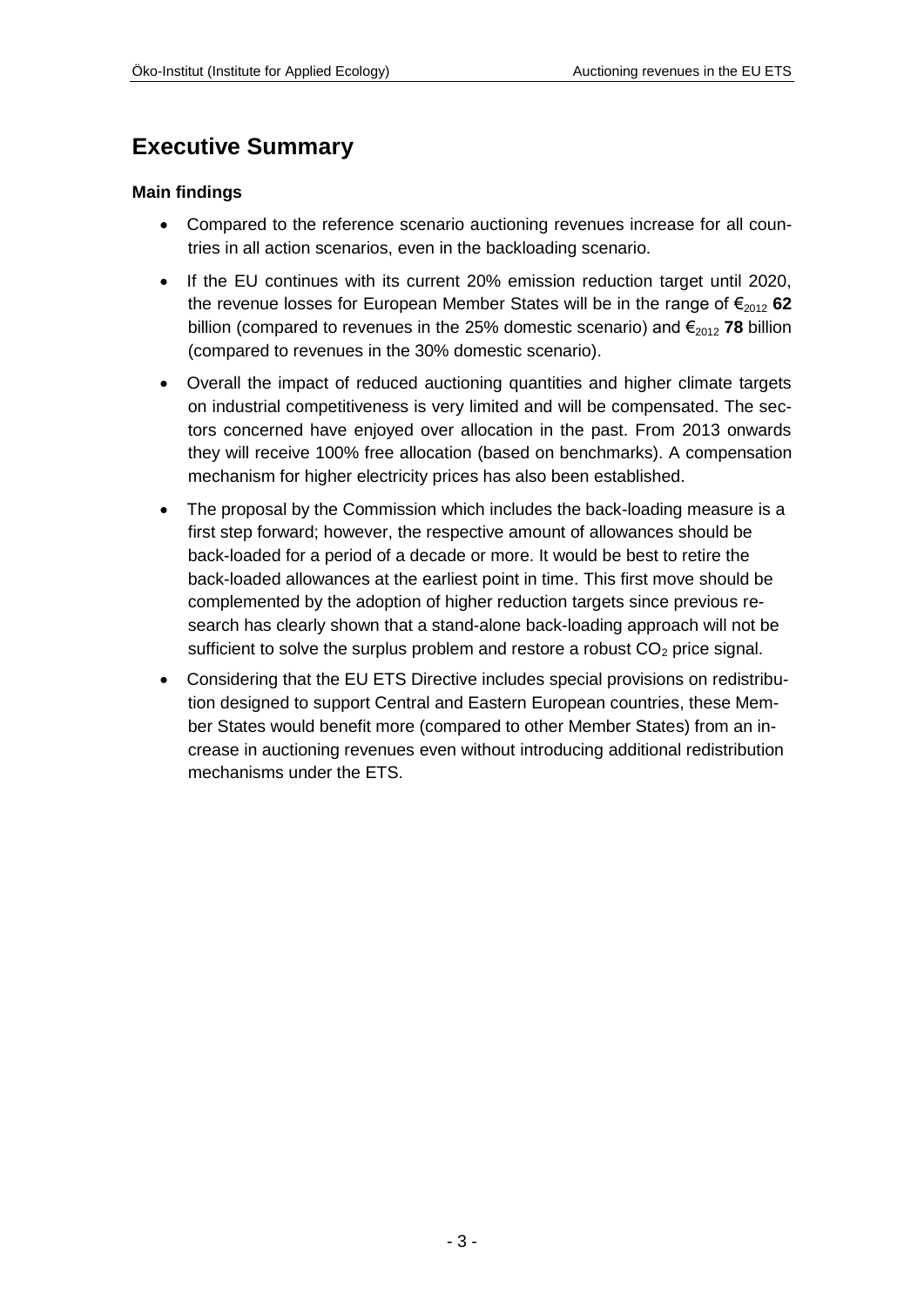# Executive Summary

### Main findings

- Compared to the reference scenario auctioning revenues increase for all countries in all action scenarios, even in the backloading scenario.
- If the EU continues with its current 20% emission reduction target until 2020, the revenue losses for European Member States will be in the range of $€_{2012}$ **62** billion (compared to revenues in the 25% domestic scenario) and $€_{2012}$ **78** billion (compared to revenues in the 30% domestic scenario).
- Overall the impact of reduced auctioning quantities and higher climate targets on industrial competitiveness is very limited and will be compensated. The sectors concerned have enjoyed over allocation in the past. From 2013 onwards they will receive 100% free allocation (based on benchmarks). A compensation mechanism for higher electricity prices has also been established.
- The proposal by the Commission which includes the back-loading measure is a first step forward; however, the respective amount of allowances should be back-loaded for a period of a decade or more. It would be best to retire the back-loaded allowances at the earliest point in time. This first move should be complemented by the adoption of higher reduction targets since previous research has clearly shown that a stand-alone back-loading approach will not be sufficient to solve the surplus problem and restore a robust $CO_2$ price signal.
- Considering that the EU ETS Directive includes special provisions on redistribution designed to support Central and Eastern European countries, these Member States would benefit more (compared to other Member States) from an increase in auctioning revenues even without introducing additional redistribution mechanisms under the ETS.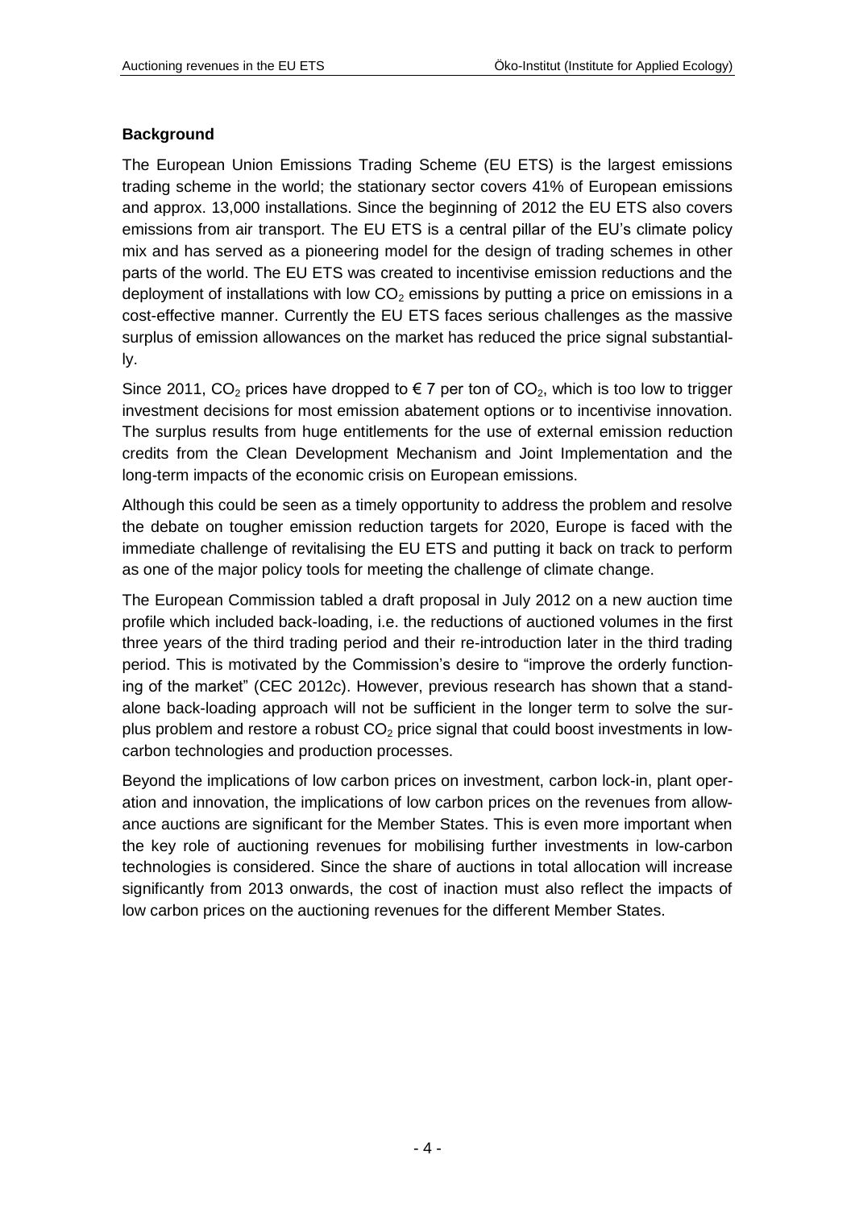**Background**

The European Union Emissions Trading Scheme (EU ETS) is the largest emissions trading scheme in the world; the stationary sector covers 41% of European emissions and approx. 13,000 installations. Since the beginning of 2012 the EU ETS also covers emissions from air transport. The EU ETS is a central pillar of the EU's climate policy mix and has served as a pioneering model for the design of trading schemes in other parts of the world. The EU ETS was created to incentivise emission reductions and the deployment of installations with low $CO_2$ emissions by putting a price on emissions in a cost-effective manner. Currently the EU ETS faces serious challenges as the massive surplus of emission allowances on the market has reduced the price signal substantially.

Since 2011, $CO_2$ prices have dropped to € 7 per ton of $CO_2$, which is too low to trigger investment decisions for most emission abatement options or to incentivise innovation. The surplus results from huge entitlements for the use of external emission reduction credits from the Clean Development Mechanism and Joint Implementation and the long-term impacts of the economic crisis on European emissions.

Although this could be seen as a timely opportunity to address the problem and resolve the debate on tougher emission reduction targets for 2020, Europe is faced with the immediate challenge of revitalising the EU ETS and putting it back on track to perform as one of the major policy tools for meeting the challenge of climate change.

The European Commission tabled a draft proposal in July 2012 on a new auction time profile which included back-loading, i.e. the reductions of auctioned volumes in the first three years of the third trading period and their re-introduction later in the third trading period. This is motivated by the Commission's desire to "improve the orderly functioning of the market" (CEC 2012c). However, previous research has shown that a stand-alone back-loading approach will not be sufficient in the longer term to solve the surplus problem and restore a robust $CO_2$ price signal that could boost investments in low-carbon technologies and production processes.

Beyond the implications of low carbon prices on investment, carbon lock-in, plant operation and innovation, the implications of low carbon prices on the revenues from allowance auctions are significant for the Member States. This is even more important when the key role of auctioning revenues for mobilising further investments in low-carbon technologies is considered. Since the share of auctions in total allocation will increase significantly from 2013 onwards, the cost of inaction must also reflect the impacts of low carbon prices on the auctioning revenues for the different Member States.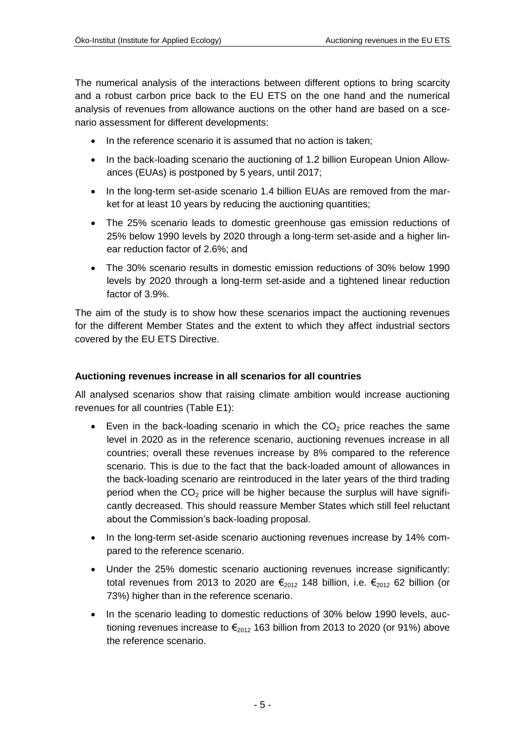The numerical analysis of the interactions between different options to bring scarcity and a robust carbon price back to the EU ETS on the one hand and the numerical analysis of revenues from allowance auctions on the other hand are based on a scenario assessment for different developments:

- In the reference scenario it is assumed that no action is taken;
- In the back-loading scenario the auctioning of 1.2 billion European Union Allowances (EUAs) is postponed by 5 years, until 2017;
- In the long-term set-aside scenario 1.4 billion EUAs are removed from the market for at least 10 years by reducing the auctioning quantities;
- The 25% scenario leads to domestic greenhouse gas emission reductions of 25% below 1990 levels by 2020 through a long-term set-aside and a higher linear reduction factor of 2.6%; and
- The 30% scenario results in domestic emission reductions of 30% below 1990 levels by 2020 through a long-term set-aside and a tightened linear reduction factor of 3.9%.

The aim of the study is to show how these scenarios impact the auctioning revenues for the different Member States and the extent to which they affect industrial sectors covered by the EU ETS Directive.

**Auctioning revenues increase in all scenarios for all countries**

All analysed scenarios show that raising climate ambition would increase auctioning revenues for all countries (Table E1):

- Even in the back-loading scenario in which the $CO_2$ price reaches the same level in 2020 as in the reference scenario, auctioning revenues increase in all countries; overall these revenues increase by 8% compared to the reference scenario. This is due to the fact that the back-loaded amount of allowances in the back-loading scenario are reintroduced in the later years of the third trading period when the $CO_2$ price will be higher because the surplus will have significantly decreased. This should reassure Member States which still feel reluctant about the Commission's back-loading proposal.
- In the long-term set-aside scenario auctioning revenues increase by 14% compared to the reference scenario.
- Under the 25% domestic scenario auctioning revenues increase significantly: total revenues from 2013 to 2020 are $€_{2012}$ 148 billion, i.e. $€_{2012}$ 62 billion (or 73%) higher than in the reference scenario.
- In the scenario leading to domestic reductions of 30% below 1990 levels, auctioning revenues increase to $€_{2012}$ 163 billion from 2013 to 2020 (or 91%) above the reference scenario.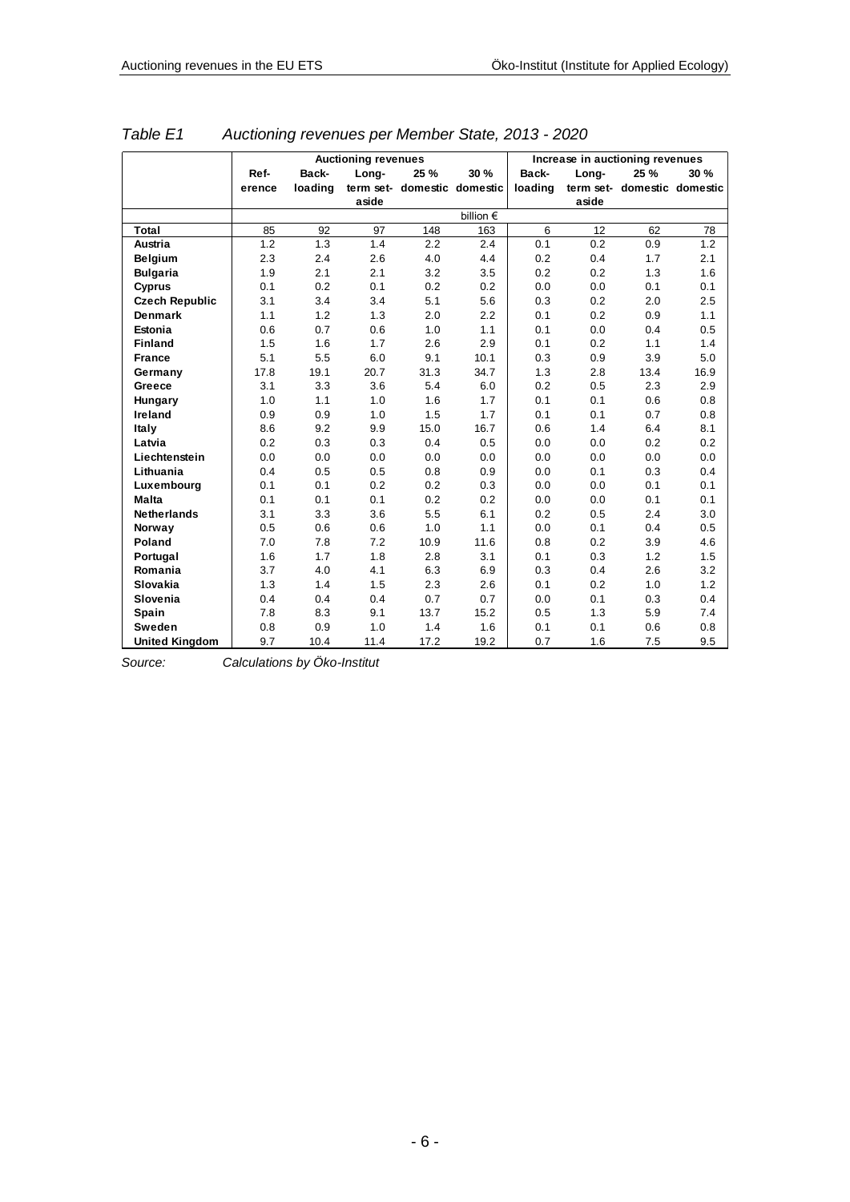*Table E1 Auctioning revenues per Member State, 2013 - 2020*

| | Auctioning revenues | | | | | Increase in auctioning revenues | | | |
|---|---|---|---|---|---|---|---|---|---|
| | Ref-erence | Back-loading | Long-term set-aside | 25 % domestic | 30 % domestic | Back-loading | Long-term set-aside | 25 % domestic | 30 % domestic |
| | | | | | billion € | | | | |
| **Total** | 85 | 92 | 97 | 148 | 163 | 6 | 12 | 62 | 78 |
| **Austria** | 1.2 | 1.3 | 1.4 | 2.2 | 2.4 | 0.1 | 0.2 | 0.9 | 1.2 |
| **Belgium** | 2.3 | 2.4 | 2.6 | 4.0 | 4.4 | 0.2 | 0.4 | 1.7 | 2.1 |
| **Bulgaria** | 1.9 | 2.1 | 2.1 | 3.2 | 3.5 | 0.2 | 0.2 | 1.3 | 1.6 |
| **Cyprus** | 0.1 | 0.2 | 0.1 | 0.2 | 0.2 | 0.0 | 0.0 | 0.1 | 0.1 |
| **Czech Republic** | 3.1 | 3.4 | 3.4 | 5.1 | 5.6 | 0.3 | 0.2 | 2.0 | 2.5 |
| **Denmark** | 1.1 | 1.2 | 1.3 | 2.0 | 2.2 | 0.1 | 0.2 | 0.9 | 1.1 |
| **Estonia** | 0.6 | 0.7 | 0.6 | 1.0 | 1.1 | 0.1 | 0.0 | 0.4 | 0.5 |
| **Finland** | 1.5 | 1.6 | 1.7 | 2.6 | 2.9 | 0.1 | 0.2 | 1.1 | 1.4 |
| **France** | 5.1 | 5.5 | 6.0 | 9.1 | 10.1 | 0.3 | 0.9 | 3.9 | 5.0 |
| **Germany** | 17.8 | 19.1 | 20.7 | 31.3 | 34.7 | 1.3 | 2.8 | 13.4 | 16.9 |
| **Greece** | 3.1 | 3.3 | 3.6 | 5.4 | 6.0 | 0.2 | 0.5 | 2.3 | 2.9 |
| **Hungary** | 1.0 | 1.1 | 1.0 | 1.6 | 1.7 | 0.1 | 0.1 | 0.6 | 0.8 |
| **Ireland** | 0.9 | 0.9 | 1.0 | 1.5 | 1.7 | 0.1 | 0.1 | 0.7 | 0.8 |
| **Italy** | 8.6 | 9.2 | 9.9 | 15.0 | 16.7 | 0.6 | 1.4 | 6.4 | 8.1 |
| **Latvia** | 0.2 | 0.3 | 0.3 | 0.4 | 0.5 | 0.0 | 0.0 | 0.2 | 0.2 |
| **Liechtenstein** | 0.0 | 0.0 | 0.0 | 0.0 | 0.0 | 0.0 | 0.0 | 0.0 | 0.0 |
| **Lithuania** | 0.4 | 0.5 | 0.5 | 0.8 | 0.9 | 0.0 | 0.1 | 0.3 | 0.4 |
| **Luxembourg** | 0.1 | 0.1 | 0.2 | 0.2 | 0.3 | 0.0 | 0.0 | 0.1 | 0.1 |
| **Malta** | 0.1 | 0.1 | 0.1 | 0.2 | 0.2 | 0.0 | 0.0 | 0.1 | 0.1 |
| **Netherlands** | 3.1 | 3.3 | 3.6 | 5.5 | 6.1 | 0.2 | 0.5 | 2.4 | 3.0 |
| **Norway** | 0.5 | 0.6 | 0.6 | 1.0 | 1.1 | 0.0 | 0.1 | 0.4 | 0.5 |
| **Poland** | 7.0 | 7.8 | 7.2 | 10.9 | 11.6 | 0.8 | 0.2 | 3.9 | 4.6 |
| **Portugal** | 1.6 | 1.7 | 1.8 | 2.8 | 3.1 | 0.1 | 0.3 | 1.2 | 1.5 |
| **Romania** | 3.7 | 4.0 | 4.1 | 6.3 | 6.9 | 0.3 | 0.4 | 2.6 | 3.2 |
| **Slovakia** | 1.3 | 1.4 | 1.5 | 2.3 | 2.6 | 0.1 | 0.2 | 1.0 | 1.2 |
| **Slovenia** | 0.4 | 0.4 | 0.4 | 0.7 | 0.7 | 0.0 | 0.1 | 0.3 | 0.4 |
| **Spain** | 7.8 | 8.3 | 9.1 | 13.7 | 15.2 | 0.5 | 1.3 | 5.9 | 7.4 |
| **Sweden** | 0.8 | 0.9 | 1.0 | 1.4 | 1.6 | 0.1 | 0.1 | 0.6 | 0.8 |
| **United Kingdom** | 9.7 | 10.4 | 11.4 | 17.2 | 19.2 | 0.7 | 1.6 | 7.5 | 9.5 |

*Source: Calculations by Öko-Institut*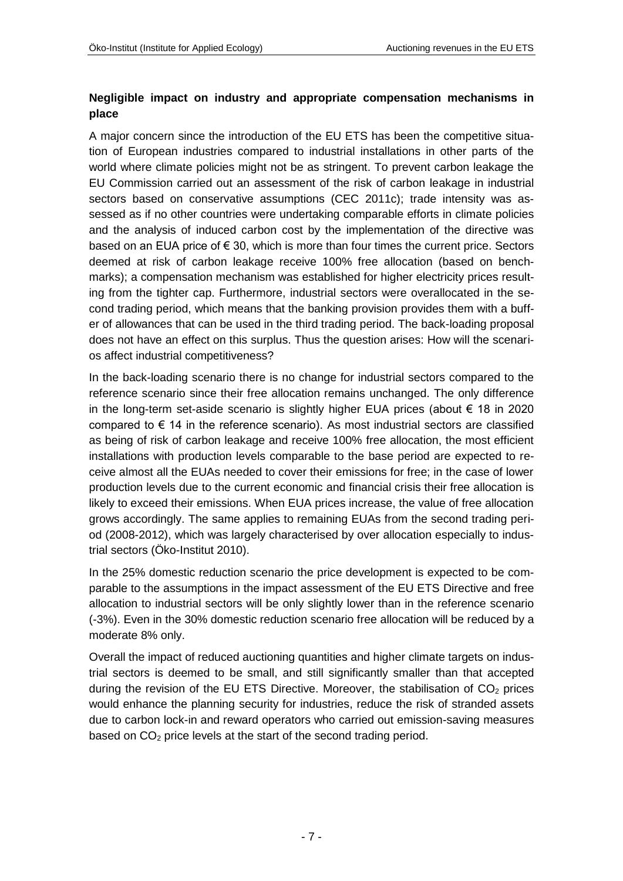**Negligible impact on industry and appropriate compensation mechanisms in place**

A major concern since the introduction of the EU ETS has been the competitive situation of European industries compared to industrial installations in other parts of the world where climate policies might not be as stringent. To prevent carbon leakage the EU Commission carried out an assessment of the risk of carbon leakage in industrial sectors based on conservative assumptions (CEC 2011c); trade intensity was assessed as if no other countries were undertaking comparable efforts in climate policies and the analysis of induced carbon cost by the implementation of the directive was based on an EUA price of € 30, which is more than four times the current price. Sectors deemed at risk of carbon leakage receive 100% free allocation (based on benchmarks); a compensation mechanism was established for higher electricity prices resulting from the tighter cap. Furthermore, industrial sectors were overallocated in the second trading period, which means that the banking provision provides them with a buffer of allowances that can be used in the third trading period. The back-loading proposal does not have an effect on this surplus. Thus the question arises: How will the scenarios affect industrial competitiveness?

In the back-loading scenario there is no change for industrial sectors compared to the reference scenario since their free allocation remains unchanged. The only difference in the long-term set-aside scenario is slightly higher EUA prices (about € 18 in 2020 compared to € 14 in the reference scenario). As most industrial sectors are classified as being of risk of carbon leakage and receive 100% free allocation, the most efficient installations with production levels comparable to the base period are expected to receive almost all the EUAs needed to cover their emissions for free; in the case of lower production levels due to the current economic and financial crisis their free allocation is likely to exceed their emissions. When EUA prices increase, the value of free allocation grows accordingly. The same applies to remaining EUAs from the second trading period (2008-2012), which was largely characterised by over allocation especially to industrial sectors (Öko-Institut 2010).

In the 25% domestic reduction scenario the price development is expected to be comparable to the assumptions in the impact assessment of the EU ETS Directive and free allocation to industrial sectors will be only slightly lower than in the reference scenario (-3%). Even in the 30% domestic reduction scenario free allocation will be reduced by a moderate 8% only.

Overall the impact of reduced auctioning quantities and higher climate targets on industrial sectors is deemed to be small, and still significantly smaller than that accepted during the revision of the EU ETS Directive. Moreover, the stabilisation of $CO_2$ prices would enhance the planning security for industries, reduce the risk of stranded assets due to carbon lock-in and reward operators who carried out emission-saving measures based on $CO_2$ price levels at the start of the second trading period.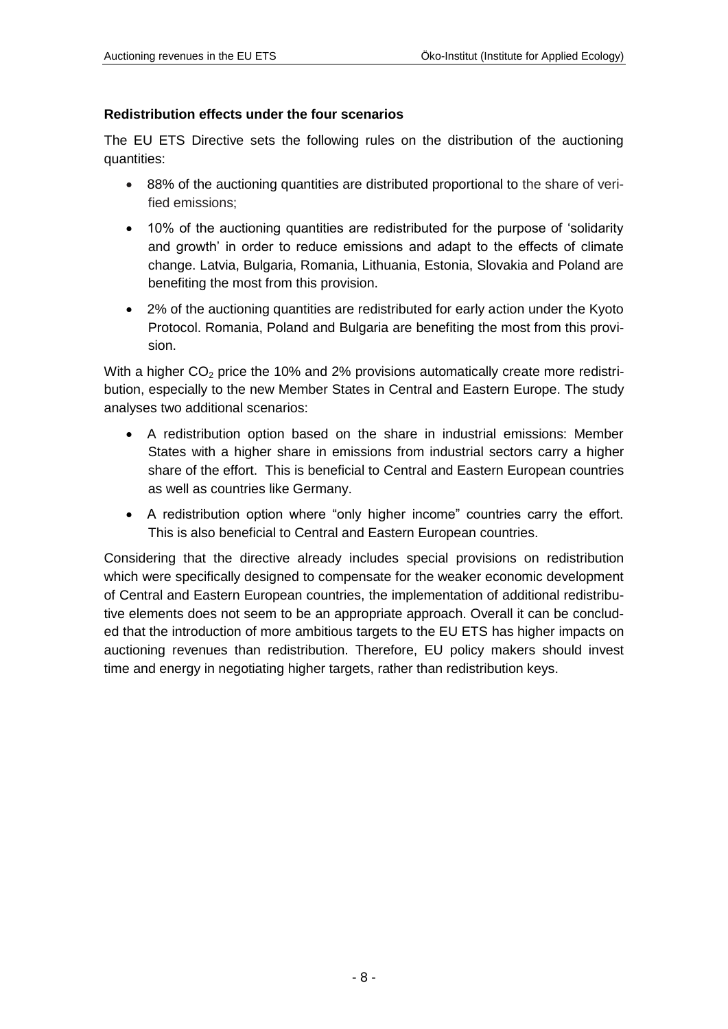### Redistribution effects under the four scenarios

The EU ETS Directive sets the following rules on the distribution of the auctioning quantities:

- 88% of the auctioning quantities are distributed proportional to the share of verified emissions;
- 10% of the auctioning quantities are redistributed for the purpose of 'solidarity and growth' in order to reduce emissions and adapt to the effects of climate change. Latvia, Bulgaria, Romania, Lithuania, Estonia, Slovakia and Poland are benefiting the most from this provision.
- 2% of the auctioning quantities are redistributed for early action under the Kyoto Protocol. Romania, Poland and Bulgaria are benefiting the most from this provision.

With a higher $CO_2$ price the 10% and 2% provisions automatically create more redistribution, especially to the new Member States in Central and Eastern Europe. The study analyses two additional scenarios:

- A redistribution option based on the share in industrial emissions: Member States with a higher share in emissions from industrial sectors carry a higher share of the effort. This is beneficial to Central and Eastern European countries as well as countries like Germany.
- A redistribution option where "only higher income" countries carry the effort. This is also beneficial to Central and Eastern European countries.

Considering that the directive already includes special provisions on redistribution which were specifically designed to compensate for the weaker economic development of Central and Eastern European countries, the implementation of additional redistributive elements does not seem to be an appropriate approach. Overall it can be concluded that the introduction of more ambitious targets to the EU ETS has higher impacts on auctioning revenues than redistribution. Therefore, EU policy makers should invest time and energy in negotiating higher targets, rather than redistribution keys.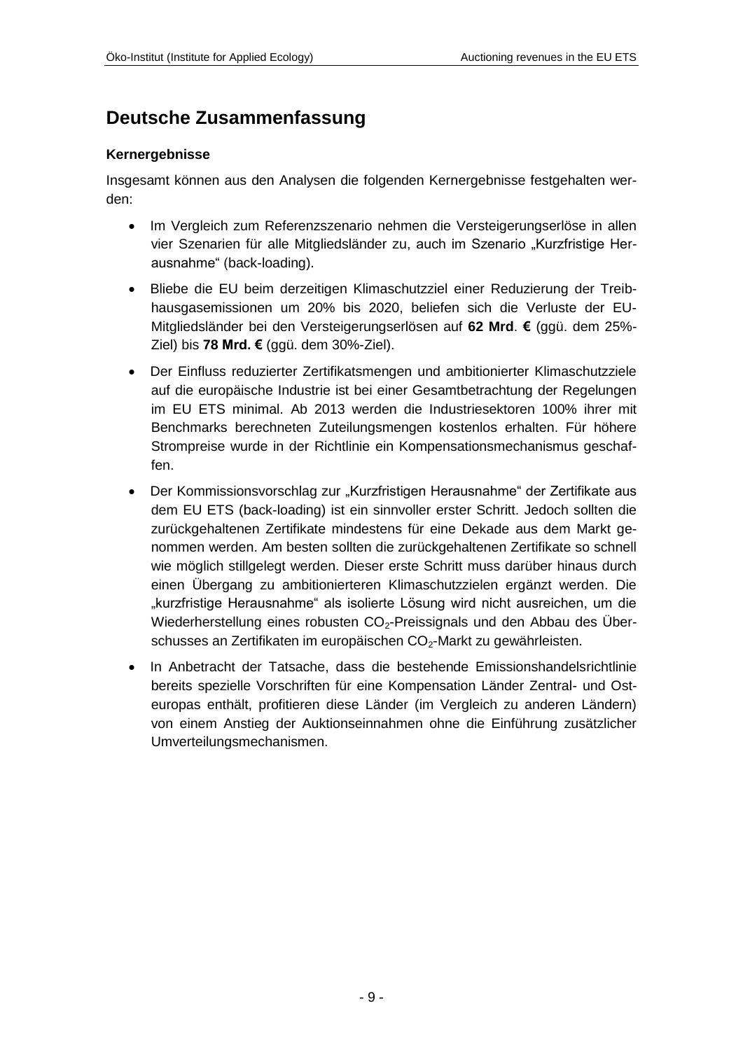# Deutsche Zusammenfassung

### Kernergebnisse

Insgesamt können aus den Analysen die folgenden Kernergebnisse festgehalten werden:

- Im Vergleich zum Referenzszenario nehmen die Versteigerungserlöse in allen vier Szenarien für alle Mitgliedsländer zu, auch im Szenario „Kurzfristige Herausnahme" (back-loading).
- Bliebe die EU beim derzeitigen Klimaschutzziel einer Reduzierung der Treibhausgasemissionen um 20% bis 2020, beliefen sich die Verluste der EU-Mitgliedsländer bei den Versteigerungserlösen auf **62 Mrd**. **€** (ggü. dem 25%-Ziel) bis **78 Mrd. €** (ggü. dem 30%-Ziel).
- Der Einfluss reduzierter Zertifikatsmengen und ambitionierter Klimaschutzziele auf die europäische Industrie ist bei einer Gesamtbetrachtung der Regelungen im EU ETS minimal. Ab 2013 werden die Industriesektoren 100% ihrer mit Benchmarks berechneten Zuteilungsmengen kostenlos erhalten. Für höhere Strompreise wurde in der Richtlinie ein Kompensationsmechanismus geschaffen.
- Der Kommissionsvorschlag zur „Kurzfristigen Herausnahme" der Zertifikate aus dem EU ETS (back-loading) ist ein sinnvoller erster Schritt. Jedoch sollten die zurückgehaltenen Zertifikate mindestens für eine Dekade aus dem Markt genommen werden. Am besten sollten die zurückgehaltenen Zertifikate so schnell wie möglich stillgelegt werden. Dieser erste Schritt muss darüber hinaus durch einen Übergang zu ambitionierteren Klimaschutzzielen ergänzt werden. Die „kurzfristige Herausnahme" als isolierte Lösung wird nicht ausreichen, um die Wiederherstellung eines robusten $CO_2$-Preissignals und den Abbau des Überschusses an Zertifikaten im europäischen $CO_2$-Markt zu gewährleisten.
- In Anbetracht der Tatsache, dass die bestehende Emissionshandelsrichtlinie bereits spezielle Vorschriften für eine Kompensation Länder Zentral- und Osteuropas enthält, profitieren diese Länder (im Vergleich zu anderen Ländern) von einem Anstieg der Auktionseinnahmen ohne die Einführung zusätzlicher Umverteilungsmechanismen.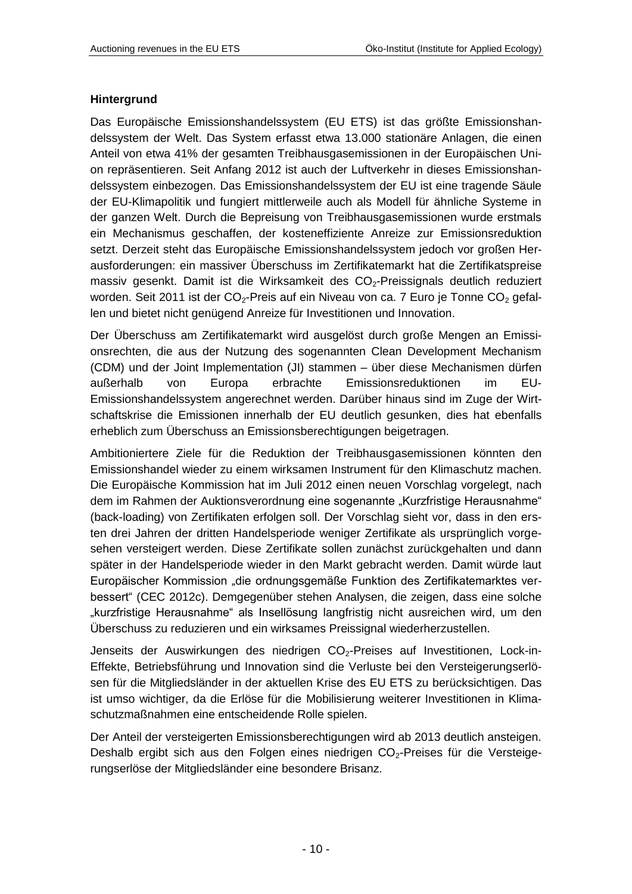**Hintergrund**

Das Europäische Emissionshandelssystem (EU ETS) ist das größte Emissionshandelssystem der Welt. Das System erfasst etwa 13.000 stationäre Anlagen, die einen Anteil von etwa 41% der gesamten Treibhausgasemissionen in der Europäischen Union repräsentieren. Seit Anfang 2012 ist auch der Luftverkehr in dieses Emissionshandelssystem einbezogen. Das Emissionshandelssystem der EU ist eine tragende Säule der EU-Klimapolitik und fungiert mittlerweile auch als Modell für ähnliche Systeme in der ganzen Welt. Durch die Bepreisung von Treibhausgasemissionen wurde erstmals ein Mechanismus geschaffen, der kosteneffiziente Anreize zur Emissionsreduktion setzt. Derzeit steht das Europäische Emissionshandelssystem jedoch vor großen Herausforderungen: ein massiver Überschuss im Zertifikatemarkt hat die Zertifikatspreise massiv gesenkt. Damit ist die Wirksamkeit des $CO_2$-Preissignals deutlich reduziert worden. Seit 2011 ist der $CO_2$-Preis auf ein Niveau von ca. 7 Euro je Tonne $CO_2$ gefallen und bietet nicht genügend Anreize für Investitionen und Innovation.

Der Überschuss am Zertifikatemarkt wird ausgelöst durch große Mengen an Emissionsrechten, die aus der Nutzung des sogenannten Clean Development Mechanism (CDM) und der Joint Implementation (JI) stammen – über diese Mechanismen dürfen außerhalb von Europa erbrachte Emissionsreduktionen im EU-Emissionshandelssystem angerechnet werden. Darüber hinaus sind im Zuge der Wirtschaftskrise die Emissionen innerhalb der EU deutlich gesunken, dies hat ebenfalls erheblich zum Überschuss an Emissionsberechtigungen beigetragen.

Ambitioniertere Ziele für die Reduktion der Treibhausgasemissionen könnten den Emissionshandel wieder zu einem wirksamen Instrument für den Klimaschutz machen. Die Europäische Kommission hat im Juli 2012 einen neuen Vorschlag vorgelegt, nach dem im Rahmen der Auktionsverordnung eine sogenannte „Kurzfristige Herausnahme" (back-loading) von Zertifikaten erfolgen soll. Der Vorschlag sieht vor, dass in den ersten drei Jahren der dritten Handelsperiode weniger Zertifikate als ursprünglich vorgesehen versteigert werden. Diese Zertifikate sollen zunächst zurückgehalten und dann später in der Handelsperiode wieder in den Markt gebracht werden. Damit würde laut Europäischer Kommission „die ordnungsgemäße Funktion des Zertifikatemarktes verbessert" (CEC 2012c). Demgegenüber stehen Analysen, die zeigen, dass eine solche „kurzfristige Herausnahme" als Insellösung langfristig nicht ausreichen wird, um den Überschuss zu reduzieren und ein wirksames Preissignal wiederherzustellen.

Jenseits der Auswirkungen des niedrigen $CO_2$-Preises auf Investitionen, Lock-in-Effekte, Betriebsführung und Innovation sind die Verluste bei den Versteigerungserlösen für die Mitgliedsländer in der aktuellen Krise des EU ETS zu berücksichtigen. Das ist umso wichtiger, da die Erlöse für die Mobilisierung weiterer Investitionen in Klimaschutzmaßnahmen eine entscheidende Rolle spielen.

Der Anteil der versteigerten Emissionsberechtigungen wird ab 2013 deutlich ansteigen. Deshalb ergibt sich aus den Folgen eines niedrigen $CO_2$-Preises für die Versteigerungserlöse der Mitgliedsländer eine besondere Brisanz.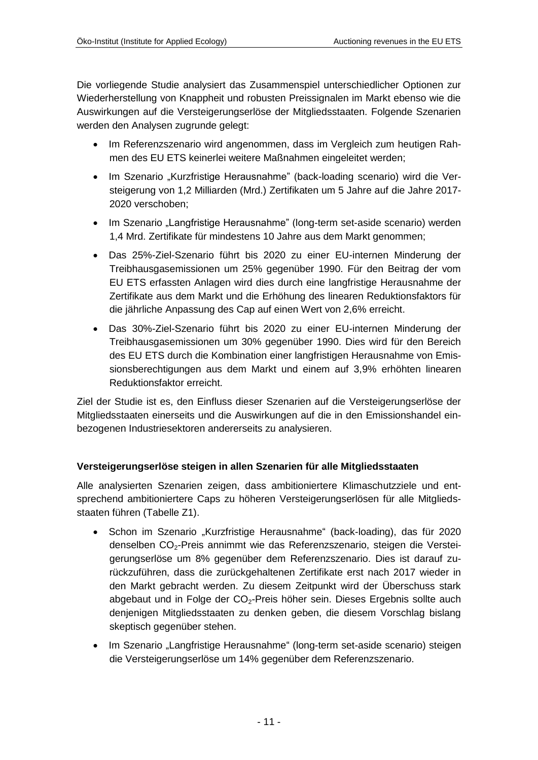Die vorliegende Studie analysiert das Zusammenspiel unterschiedlicher Optionen zur Wiederherstellung von Knappheit und robusten Preissignalen im Markt ebenso wie die Auswirkungen auf die Versteigerungserlöse der Mitgliedsstaaten. Folgende Szenarien werden den Analysen zugrunde gelegt:

- Im Referenzszenario wird angenommen, dass im Vergleich zum heutigen Rahmen des EU ETS keinerlei weitere Maßnahmen eingeleitet werden;
- Im Szenario „Kurzfristige Herausnahme" (back-loading scenario) wird die Versteigerung von 1,2 Milliarden (Mrd.) Zertifikaten um 5 Jahre auf die Jahre 2017-2020 verschoben;
- Im Szenario „Langfristige Herausnahme" (long-term set-aside scenario) werden 1,4 Mrd. Zertifikate für mindestens 10 Jahre aus dem Markt genommen;
- Das 25%-Ziel-Szenario führt bis 2020 zu einer EU-internen Minderung der Treibhausgasemissionen um 25% gegenüber 1990. Für den Beitrag der vom EU ETS erfassten Anlagen wird dies durch eine langfristige Herausnahme der Zertifikate aus dem Markt und die Erhöhung des linearen Reduktionsfaktors für die jährliche Anpassung des Cap auf einen Wert von 2,6% erreicht.
- Das 30%-Ziel-Szenario führt bis 2020 zu einer EU-internen Minderung der Treibhausgasemissionen um 30% gegenüber 1990. Dies wird für den Bereich des EU ETS durch die Kombination einer langfristigen Herausnahme von Emissionsberechtigungen aus dem Markt und einem auf 3,9% erhöhten linearen Reduktionsfaktor erreicht.

Ziel der Studie ist es, den Einfluss dieser Szenarien auf die Versteigerungserlöse der Mitgliedsstaaten einerseits und die Auswirkungen auf die in den Emissionshandel einbezogenen Industriesektoren andererseits zu analysieren.

**Versteigerungserlöse steigen in allen Szenarien für alle Mitgliedsstaaten**

Alle analysierten Szenarien zeigen, dass ambitioniertere Klimaschutzziele und entsprechend ambitioniertere Caps zu höheren Versteigerungserlösen für alle Mitgliedsstaaten führen (Tabelle Z1).

- Schon im Szenario „Kurzfristige Herausnahme" (back-loading), das für 2020 denselben $CO_2$-Preis annimmt wie das Referenzszenario, steigen die Versteigerungserlöse um 8% gegenüber dem Referenzszenario. Dies ist darauf zurückzuführen, dass die zurückgehaltenen Zertifikate erst nach 2017 wieder in den Markt gebracht werden. Zu diesem Zeitpunkt wird der Überschuss stark abgebaut und in Folge der $CO_2$-Preis höher sein. Dieses Ergebnis sollte auch denjenigen Mitgliedsstaaten zu denken geben, die diesem Vorschlag bislang skeptisch gegenüber stehen.
- Im Szenario „Langfristige Herausnahme" (long-term set-aside scenario) steigen die Versteigerungserlöse um 14% gegenüber dem Referenzszenario.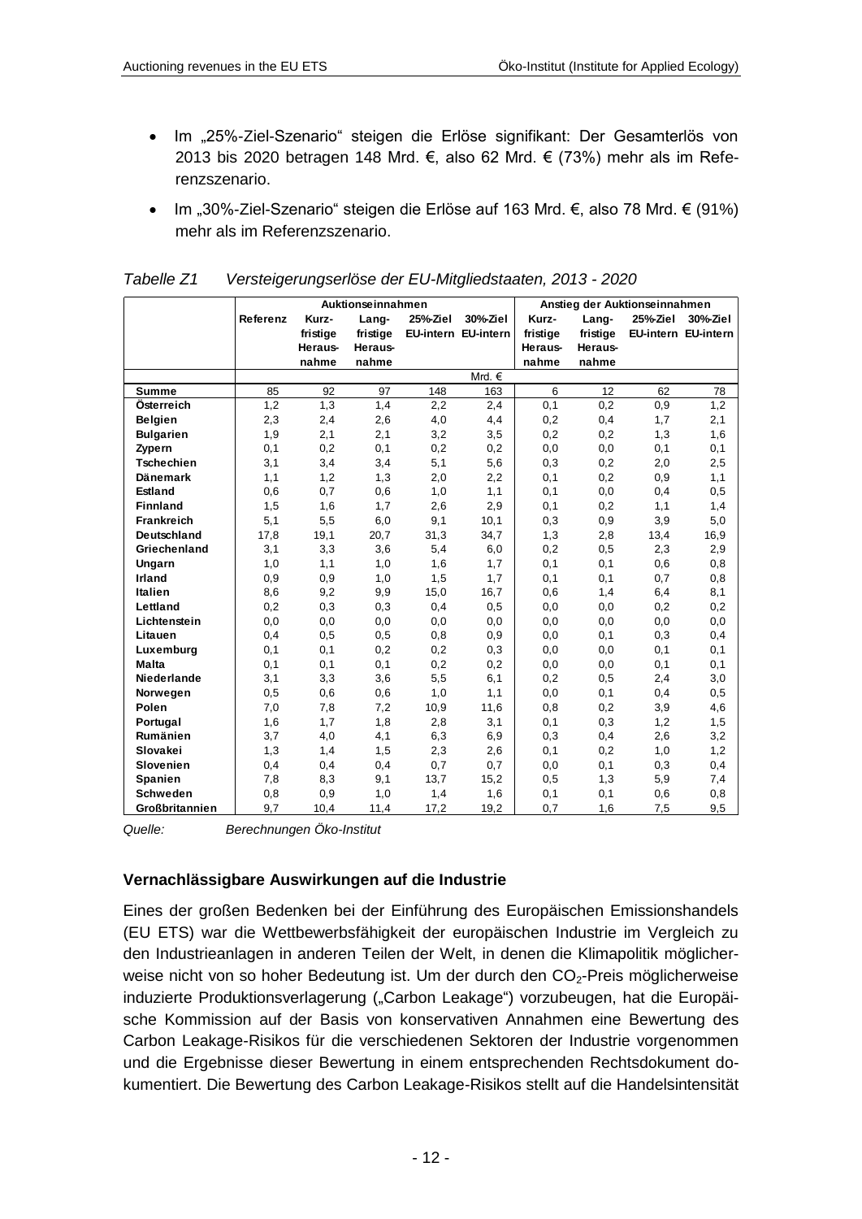- Im „25%-Ziel-Szenario" steigen die Erlöse signifikant: Der Gesamterlös von 2013 bis 2020 betragen 148 Mrd. €, also 62 Mrd. € (73%) mehr als im Referenzszenario.
- Im „30%-Ziel-Szenario" steigen die Erlöse auf 163 Mrd. €, also 78 Mrd. € (91%) mehr als im Referenzszenario.

*Tabelle Z1 Versteigerungserlöse der EU-Mitgliedstaaten, 2013 - 2020*

| | Auktionseinnahmen | | | | | Anstieg der Auktionseinnahmen | | | |
|---|---|---|---|---|---|---|---|---|---|
| | Referenz | Kurzfristige Herausnahme | Langfristige Herausnahme | 25%-Ziel EU-intern | 30%-Ziel EU-intern | Kurzfristige Herausnahme | Langfristige Herausnahme | 25%-Ziel EU-intern | 30%-Ziel EU-intern |
| | | | | | Mrd. € | | | | |
| **Summe** | 85 | 92 | 97 | 148 | 163 | 6 | 12 | 62 | 78 |
| **Österreich** | 1,2 | 1,3 | 1,4 | 2,2 | 2,4 | 0,1 | 0,2 | 0,9 | 1,2 |
| **Belgien** | 2,3 | 2,4 | 2,6 | 4,0 | 4,4 | 0,2 | 0,4 | 1,7 | 2,1 |
| **Bulgarien** | 1,9 | 2,1 | 2,1 | 3,2 | 3,5 | 0,2 | 0,2 | 1,3 | 1,6 |
| **Zypern** | 0,1 | 0,2 | 0,1 | 0,2 | 0,2 | 0,0 | 0,0 | 0,1 | 0,1 |
| **Tschechien** | 3,1 | 3,4 | 3,4 | 5,1 | 5,6 | 0,3 | 0,2 | 2,0 | 2,5 |
| **Dänemark** | 1,1 | 1,2 | 1,3 | 2,0 | 2,2 | 0,1 | 0,2 | 0,9 | 1,1 |
| **Estland** | 0,6 | 0,7 | 0,6 | 1,0 | 1,1 | 0,1 | 0,0 | 0,4 | 0,5 |
| **Finnland** | 1,5 | 1,6 | 1,7 | 2,6 | 2,9 | 0,1 | 0,2 | 1,1 | 1,4 |
| **Frankreich** | 5,1 | 5,5 | 6,0 | 9,1 | 10,1 | 0,3 | 0,9 | 3,9 | 5,0 |
| **Deutschland** | 17,8 | 19,1 | 20,7 | 31,3 | 34,7 | 1,3 | 2,8 | 13,4 | 16,9 |
| **Griechenland** | 3,1 | 3,3 | 3,6 | 5,4 | 6,0 | 0,2 | 0,5 | 2,3 | 2,9 |
| **Ungarn** | 1,0 | 1,1 | 1,0 | 1,6 | 1,7 | 0,1 | 0,1 | 0,6 | 0,8 |
| **Irland** | 0,9 | 0,9 | 1,0 | 1,5 | 1,7 | 0,1 | 0,1 | 0,7 | 0,8 |
| **Italien** | 8,6 | 9,2 | 9,9 | 15,0 | 16,7 | 0,6 | 1,4 | 6,4 | 8,1 |
| **Lettland** | 0,2 | 0,3 | 0,3 | 0,4 | 0,5 | 0,0 | 0,0 | 0,2 | 0,2 |
| **Lichtenstein** | 0,0 | 0,0 | 0,0 | 0,0 | 0,0 | 0,0 | 0,0 | 0,0 | 0,0 |
| **Litauen** | 0,4 | 0,5 | 0,5 | 0,8 | 0,9 | 0,0 | 0,1 | 0,3 | 0,4 |
| **Luxemburg** | 0,1 | 0,1 | 0,2 | 0,2 | 0,3 | 0,0 | 0,0 | 0,1 | 0,1 |
| **Malta** | 0,1 | 0,1 | 0,1 | 0,2 | 0,2 | 0,0 | 0,0 | 0,1 | 0,1 |
| **Niederlande** | 3,1 | 3,3 | 3,6 | 5,5 | 6,1 | 0,2 | 0,5 | 2,4 | 3,0 |
| **Norwegen** | 0,5 | 0,6 | 0,6 | 1,0 | 1,1 | 0,0 | 0,1 | 0,4 | 0,5 |
| **Polen** | 7,0 | 7,8 | 7,2 | 10,9 | 11,6 | 0,8 | 0,2 | 3,9 | 4,6 |
| **Portugal** | 1,6 | 1,7 | 1,8 | 2,8 | 3,1 | 0,1 | 0,3 | 1,2 | 1,5 |
| **Rumänien** | 3,7 | 4,0 | 4,1 | 6,3 | 6,9 | 0,3 | 0,4 | 2,6 | 3,2 |
| **Slovakei** | 1,3 | 1,4 | 1,5 | 2,3 | 2,6 | 0,1 | 0,2 | 1,0 | 1,2 |
| **Slovenien** | 0,4 | 0,4 | 0,4 | 0,7 | 0,7 | 0,0 | 0,1 | 0,3 | 0,4 |
| **Spanien** | 7,8 | 8,3 | 9,1 | 13,7 | 15,2 | 0,5 | 1,3 | 5,9 | 7,4 |
| **Schweden** | 0,8 | 0,9 | 1,0 | 1,4 | 1,6 | 0,1 | 0,1 | 0,6 | 0,8 |
| **Großbritannien** | 9,7 | 10,4 | 11,4 | 17,2 | 19,2 | 0,7 | 1,6 | 7,5 | 9,5 |

*Quelle: Berechnungen Öko-Institut*

### Vernachlässigbare Auswirkungen auf die Industrie

Eines der großen Bedenken bei der Einführung des Europäischen Emissionshandels (EU ETS) war die Wettbewerbsfähigkeit der europäischen Industrie im Vergleich zu den Industrieanlagen in anderen Teilen der Welt, in denen die Klimapolitik möglicherweise nicht von so hoher Bedeutung ist. Um der durch den $CO_2$-Preis möglicherweise induzierte Produktionsverlagerung („Carbon Leakage") vorzubeugen, hat die Europäische Kommission auf der Basis von konservativen Annahmen eine Bewertung des Carbon Leakage-Risikos für die verschiedenen Sektoren der Industrie vorgenommen und die Ergebnisse dieser Bewertung in einem entsprechenden Rechtsdokument dokumentiert. Die Bewertung des Carbon Leakage-Risikos stellt auf die Handelsintensität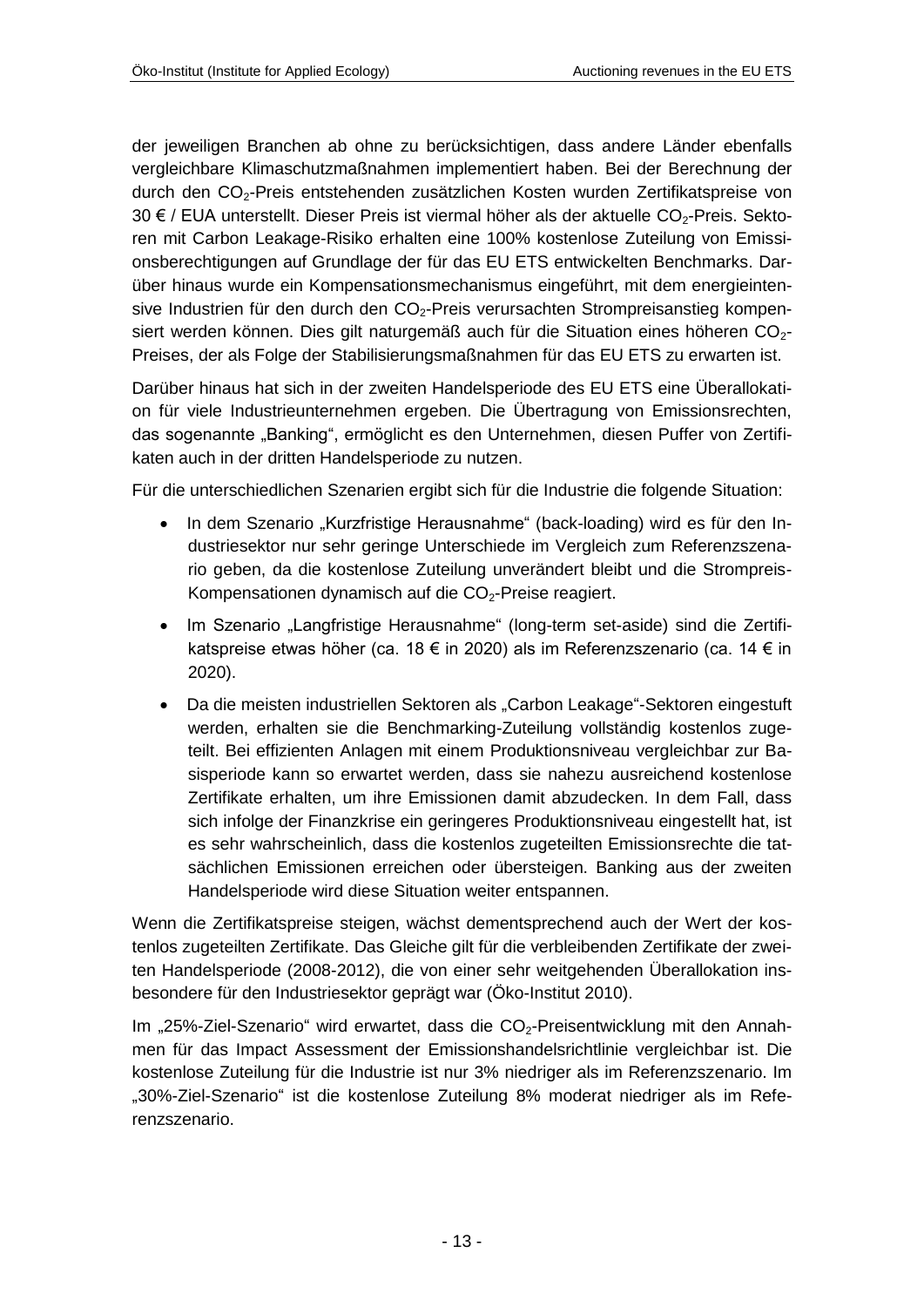der jeweiligen Branchen ab ohne zu berücksichtigen, dass andere Länder ebenfalls vergleichbare Klimaschutzmaßnahmen implementiert haben. Bei der Berechnung der durch den $CO_2$-Preis entstehenden zusätzlichen Kosten wurden Zertifikatspreise von 30 € / EUA unterstellt. Dieser Preis ist viermal höher als der aktuelle $CO_2$-Preis. Sektoren mit Carbon Leakage-Risiko erhalten eine 100% kostenlose Zuteilung von Emissionsberechtigungen auf Grundlage der für das EU ETS entwickelten Benchmarks. Darüber hinaus wurde ein Kompensationsmechanismus eingeführt, mit dem energieintensive Industrien für den durch den $CO_2$-Preis verursachten Strompreisanstieg kompensiert werden können. Dies gilt naturgemäß auch für die Situation eines höheren $CO_2$-Preises, der als Folge der Stabilisierungsmaßnahmen für das EU ETS zu erwarten ist.

Darüber hinaus hat sich in der zweiten Handelsperiode des EU ETS eine Überallokation für viele Industrieunternehmen ergeben. Die Übertragung von Emissionsrechten, das sogenannte „Banking", ermöglicht es den Unternehmen, diesen Puffer von Zertifikaten auch in der dritten Handelsperiode zu nutzen.

Für die unterschiedlichen Szenarien ergibt sich für die Industrie die folgende Situation:

- In dem Szenario „Kurzfristige Herausnahme" (back-loading) wird es für den Industriesektor nur sehr geringe Unterschiede im Vergleich zum Referenzszenario geben, da die kostenlose Zuteilung unverändert bleibt und die Strompreis-Kompensationen dynamisch auf die $CO_2$-Preise reagiert.
- Im Szenario „Langfristige Herausnahme" (long-term set-aside) sind die Zertifikatspreise etwas höher (ca. 18 € in 2020) als im Referenzszenario (ca. 14 € in 2020).
- Da die meisten industriellen Sektoren als „Carbon Leakage"-Sektoren eingestuft werden, erhalten sie die Benchmarking-Zuteilung vollständig kostenlos zugeteilt. Bei effizienten Anlagen mit einem Produktionsniveau vergleichbar zur Basisperiode kann so erwartet werden, dass sie nahezu ausreichend kostenlose Zertifikate erhalten, um ihre Emissionen damit abzudecken. In dem Fall, dass sich infolge der Finanzkrise ein geringeres Produktionsniveau eingestellt hat, ist es sehr wahrscheinlich, dass die kostenlos zugeteilten Emissionsrechte die tatsächlichen Emissionen erreichen oder übersteigen. Banking aus der zweiten Handelsperiode wird diese Situation weiter entspannen.

Wenn die Zertifikatspreise steigen, wächst dementsprechend auch der Wert der kostenlos zugeteilten Zertifikate. Das Gleiche gilt für die verbleibenden Zertifikate der zweiten Handelsperiode (2008-2012), die von einer sehr weitgehenden Überallokation insbesondere für den Industriesektor geprägt war (Öko-Institut 2010).

Im „25%-Ziel-Szenario" wird erwartet, dass die $CO_2$-Preisentwicklung mit den Annahmen für das Impact Assessment der Emissionshandelsrichtlinie vergleichbar ist. Die kostenlose Zuteilung für die Industrie ist nur 3% niedriger als im Referenzszenario. Im „30%-Ziel-Szenario" ist die kostenlose Zuteilung 8% moderat niedriger als im Referenzszenario.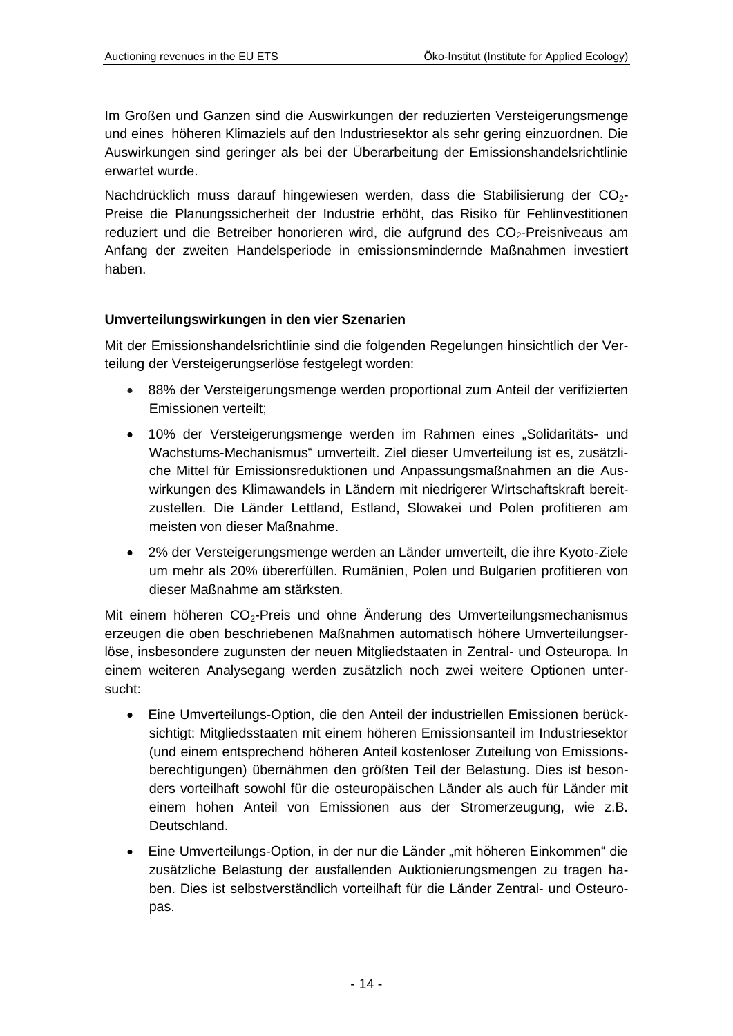Im Großen und Ganzen sind die Auswirkungen der reduzierten Versteigerungsmenge und eines höheren Klimaziels auf den Industriesektor als sehr gering einzuordnen. Die Auswirkungen sind geringer als bei der Überarbeitung der Emissionshandelsrichtlinie erwartet wurde.

Nachdrücklich muss darauf hingewiesen werden, dass die Stabilisierung der $CO_2$-Preise die Planungssicherheit der Industrie erhöht, das Risiko für Fehlinvestitionen reduziert und die Betreiber honorieren wird, die aufgrund des $CO_2$-Preisniveaus am Anfang der zweiten Handelsperiode in emissionsmindernde Maßnahmen investiert haben.

**Umverteilungswirkungen in den vier Szenarien**

Mit der Emissionshandelsrichtlinie sind die folgenden Regelungen hinsichtlich der Verteilung der Versteigerungserlöse festgelegt worden:

- 88% der Versteigerungsmenge werden proportional zum Anteil der verifizierten Emissionen verteilt;
- 10% der Versteigerungsmenge werden im Rahmen eines „Solidaritäts- und Wachstums-Mechanismus" umverteilt. Ziel dieser Umverteilung ist es, zusätzliche Mittel für Emissionsreduktionen und Anpassungsmaßnahmen an die Auswirkungen des Klimawandels in Ländern mit niedrigerer Wirtschaftskraft bereitzustellen. Die Länder Lettland, Estland, Slowakei und Polen profitieren am meisten von dieser Maßnahme.
- 2% der Versteigerungsmenge werden an Länder umverteilt, die ihre Kyoto-Ziele um mehr als 20% übererfüllen. Rumänien, Polen und Bulgarien profitieren von dieser Maßnahme am stärksten.

Mit einem höheren $CO_2$-Preis und ohne Änderung des Umverteilungsmechanismus erzeugen die oben beschriebenen Maßnahmen automatisch höhere Umverteilungserlöse, insbesondere zugunsten der neuen Mitgliedstaaten in Zentral- und Osteuropa. In einem weiteren Analysegang werden zusätzlich noch zwei weitere Optionen untersucht:

- Eine Umverteilungs-Option, die den Anteil der industriellen Emissionen berücksichtigt: Mitgliedsstaaten mit einem höheren Emissionsanteil im Industriesektor (und einem entsprechend höheren Anteil kostenloser Zuteilung von Emissionsberechtigungen) übernähmen den größten Teil der Belastung. Dies ist besonders vorteilhaft sowohl für die osteuropäischen Länder als auch für Länder mit einem hohen Anteil von Emissionen aus der Stromerzeugung, wie z.B. Deutschland.
- Eine Umverteilungs-Option, in der nur die Länder „mit höheren Einkommen" die zusätzliche Belastung der ausfallenden Auktionierungsmengen zu tragen haben. Dies ist selbstverständlich vorteilhaft für die Länder Zentral- und Osteuropas.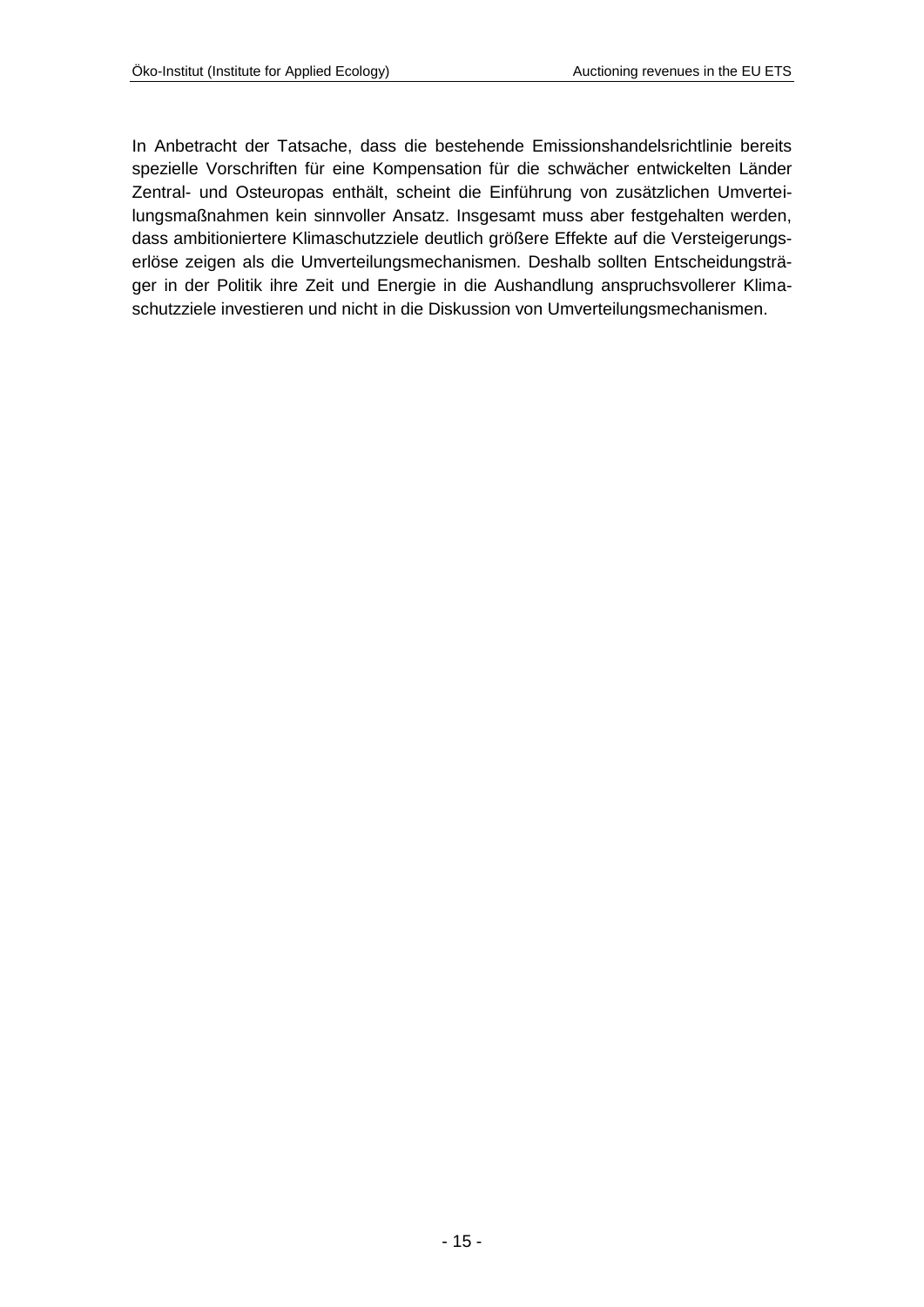In Anbetracht der Tatsache, dass die bestehende Emissionshandelsrichtlinie bereits spezielle Vorschriften für eine Kompensation für die schwächer entwickelten Länder Zentral- und Osteuropas enthält, scheint die Einführung von zusätzlichen Umverteilungsmaßnahmen kein sinnvoller Ansatz. Insgesamt muss aber festgehalten werden, dass ambitioniertere Klimaschutzziele deutlich größere Effekte auf die Versteigerungserlöse zeigen als die Umverteilungsmechanismen. Deshalb sollten Entscheidungsträger in der Politik ihre Zeit und Energie in die Aushandlung anspruchsvollerer Klimaschutzziele investieren und nicht in die Diskussion von Umverteilungsmechanismen.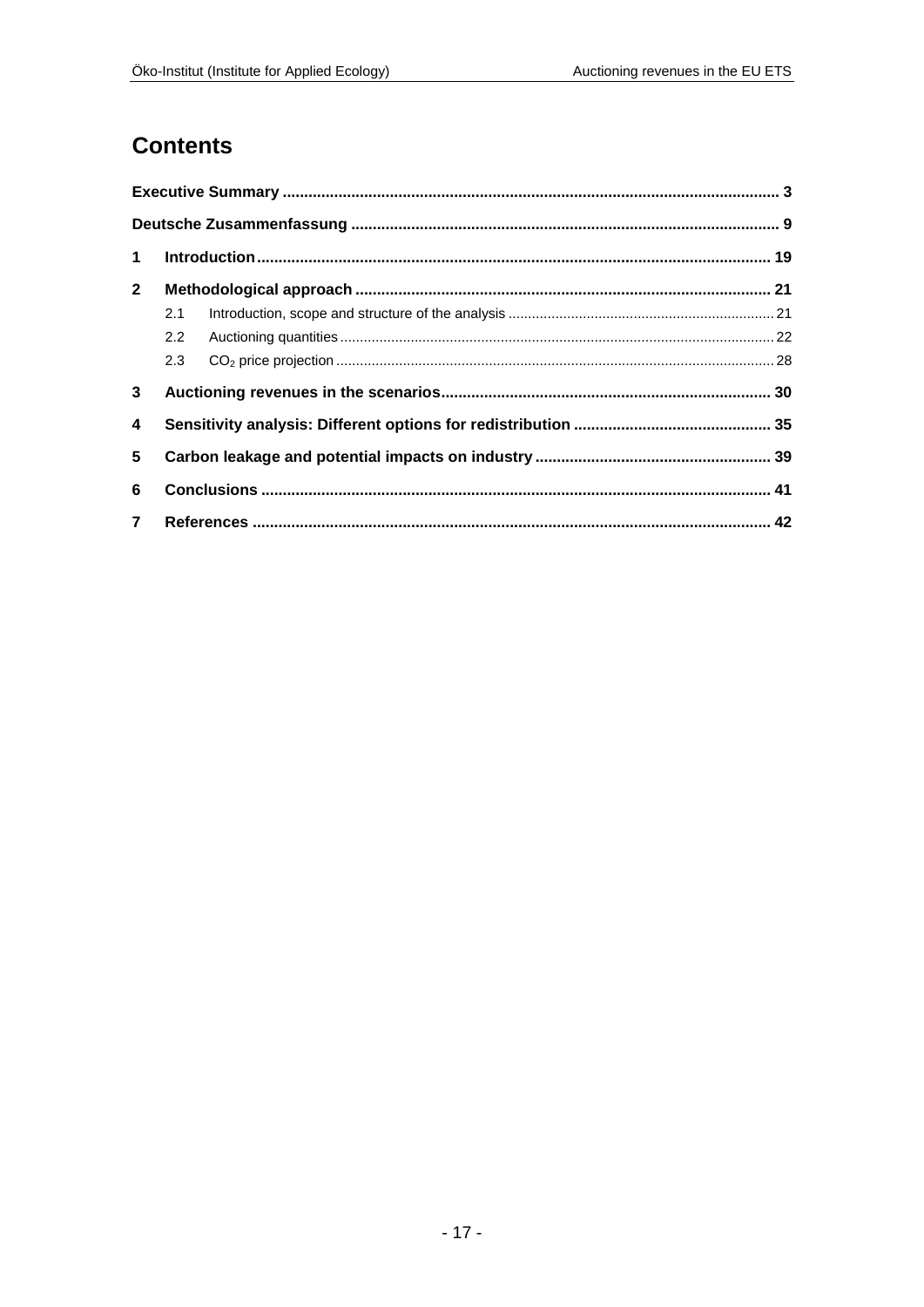# Contents

**Executive Summary** .................................................................................................................. 3

**Deutsche Zusammenfassung** ................................................................................................... 9

**1 Introduction** ...................................................................................................................... 19

**2 Methodological approach** ................................................................................................. 21

- 2.1 Introduction, scope and structure of the analysis .................................................................. 21
- 2.2 Auctioning quantities ............................................................................................................. 22
- 2.3 $CO_2$ price projection .............................................................................................................. 28

**3 Auctioning revenues in the scenarios** ............................................................................ 30

**4 Sensitivity analysis: Different options for redistribution** .............................................. 35

**5 Carbon leakage and potential impacts on industry** ....................................................... 39

**6 Conclusions** ...................................................................................................................... 41

**7 References** ........................................................................................................................ 42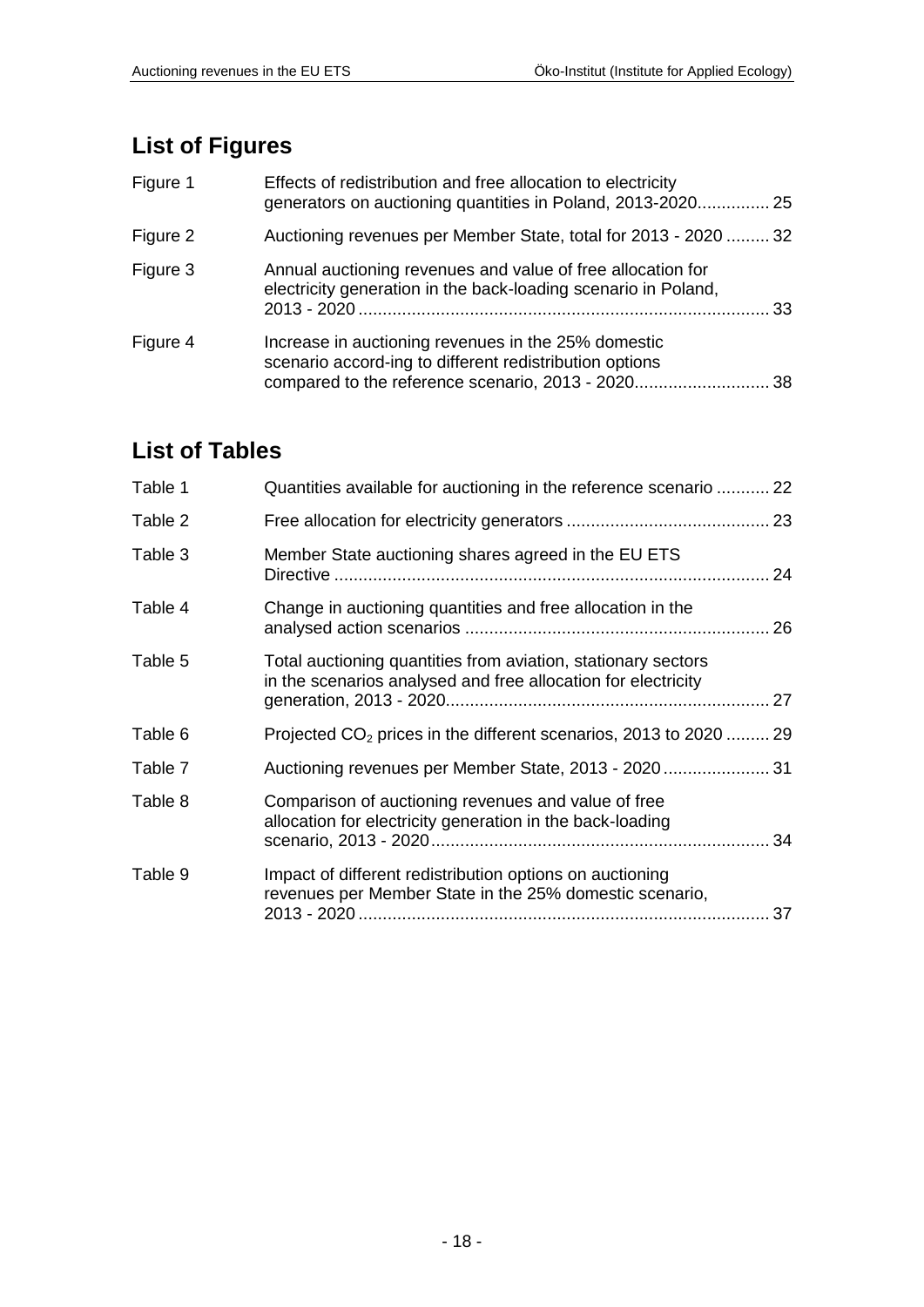## List of Figures

| | | |
|---|---|---|
| Figure 1 | Effects of redistribution and free allocation to electricity generators on auctioning quantities in Poland, 2013-2020 | 25 |
| Figure 2 | Auctioning revenues per Member State, total for 2013 - 2020 | 32 |
| Figure 3 | Annual auctioning revenues and value of free allocation for electricity generation in the back-loading scenario in Poland, 2013 - 2020 | 33 |
| Figure 4 | Increase in auctioning revenues in the 25% domestic scenario accord-ing to different redistribution options compared to the reference scenario, 2013 - 2020 | 38 |

## List of Tables

| | | |
|---|---|---|
| Table 1 | Quantities available for auctioning in the reference scenario | 22 |
| Table 2 | Free allocation for electricity generators | 23 |
| Table 3 | Member State auctioning shares agreed in the EU ETS Directive | 24 |
| Table 4 | Change in auctioning quantities and free allocation in the analysed action scenarios | 26 |
| Table 5 | Total auctioning quantities from aviation, stationary sectors in the scenarios analysed and free allocation for electricity generation, 2013 - 2020 | 27 |
| Table 6 | Projected $CO_2$ prices in the different scenarios, 2013 to 2020 | 29 |
| Table 7 | Auctioning revenues per Member State, 2013 - 2020 | 31 |
| Table 8 | Comparison of auctioning revenues and value of free allocation for electricity generation in the back-loading scenario, 2013 - 2020 | 34 |
| Table 9 | Impact of different redistribution options on auctioning revenues per Member State in the 25% domestic scenario, 2013 - 2020 | 37 |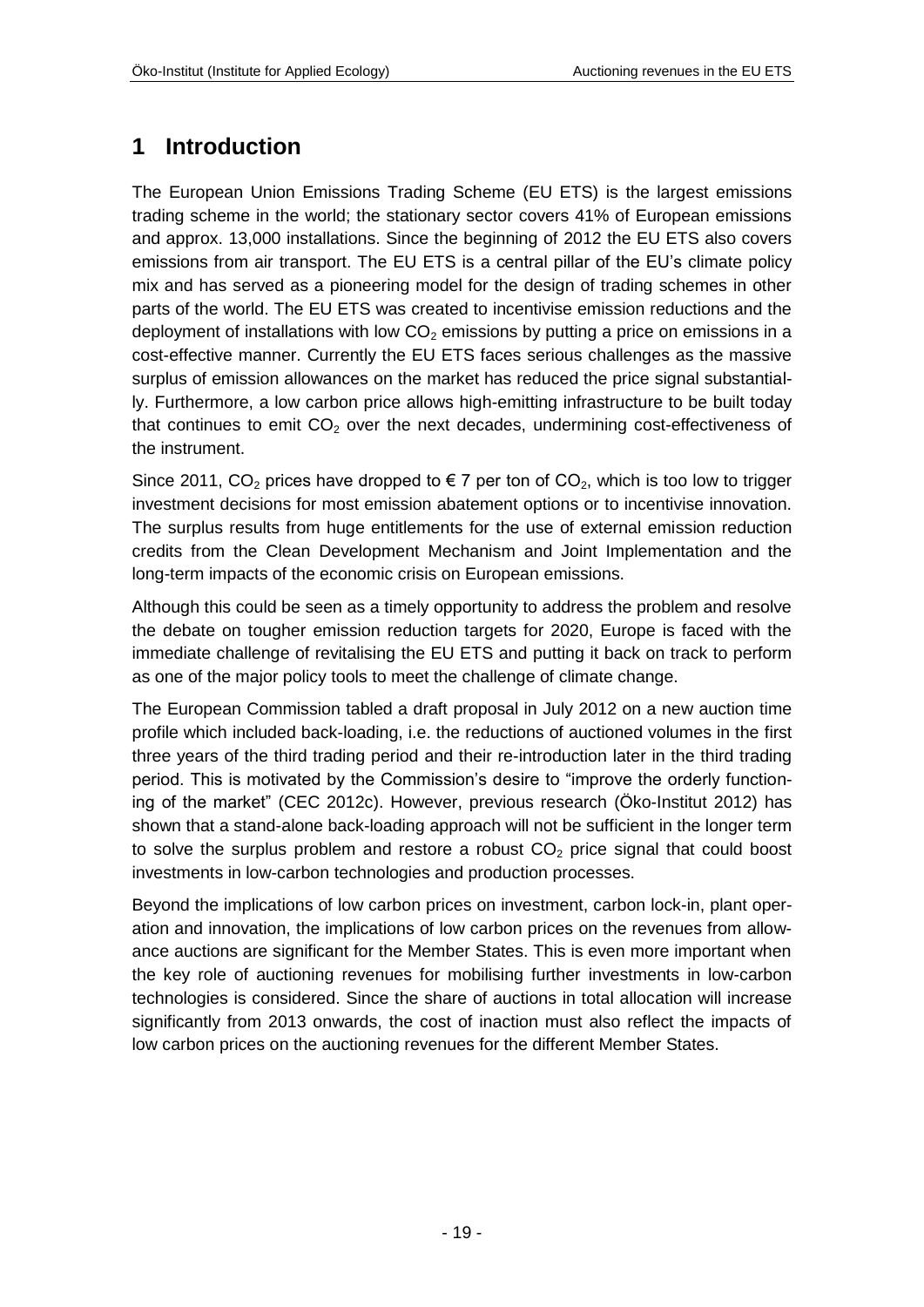# 1 Introduction

The European Union Emissions Trading Scheme (EU ETS) is the largest emissions trading scheme in the world; the stationary sector covers 41% of European emissions and approx. 13,000 installations. Since the beginning of 2012 the EU ETS also covers emissions from air transport. The EU ETS is a central pillar of the EU's climate policy mix and has served as a pioneering model for the design of trading schemes in other parts of the world. The EU ETS was created to incentivise emission reductions and the deployment of installations with low $CO_2$ emissions by putting a price on emissions in a cost-effective manner. Currently the EU ETS faces serious challenges as the massive surplus of emission allowances on the market has reduced the price signal substantially. Furthermore, a low carbon price allows high-emitting infrastructure to be built today that continues to emit $CO_2$ over the next decades, undermining cost-effectiveness of the instrument.

Since 2011, $CO_2$ prices have dropped to € 7 per ton of $CO_2$, which is too low to trigger investment decisions for most emission abatement options or to incentivise innovation. The surplus results from huge entitlements for the use of external emission reduction credits from the Clean Development Mechanism and Joint Implementation and the long-term impacts of the economic crisis on European emissions.

Although this could be seen as a timely opportunity to address the problem and resolve the debate on tougher emission reduction targets for 2020, Europe is faced with the immediate challenge of revitalising the EU ETS and putting it back on track to perform as one of the major policy tools to meet the challenge of climate change.

The European Commission tabled a draft proposal in July 2012 on a new auction time profile which included back-loading, i.e. the reductions of auctioned volumes in the first three years of the third trading period and their re-introduction later in the third trading period. This is motivated by the Commission's desire to "improve the orderly functioning of the market" (CEC 2012c). However, previous research (Öko-Institut 2012) has shown that a stand-alone back-loading approach will not be sufficient in the longer term to solve the surplus problem and restore a robust $CO_2$ price signal that could boost investments in low-carbon technologies and production processes.

Beyond the implications of low carbon prices on investment, carbon lock-in, plant operation and innovation, the implications of low carbon prices on the revenues from allowance auctions are significant for the Member States. This is even more important when the key role of auctioning revenues for mobilising further investments in low-carbon technologies is considered. Since the share of auctions in total allocation will increase significantly from 2013 onwards, the cost of inaction must also reflect the impacts of low carbon prices on the auctioning revenues for the different Member States.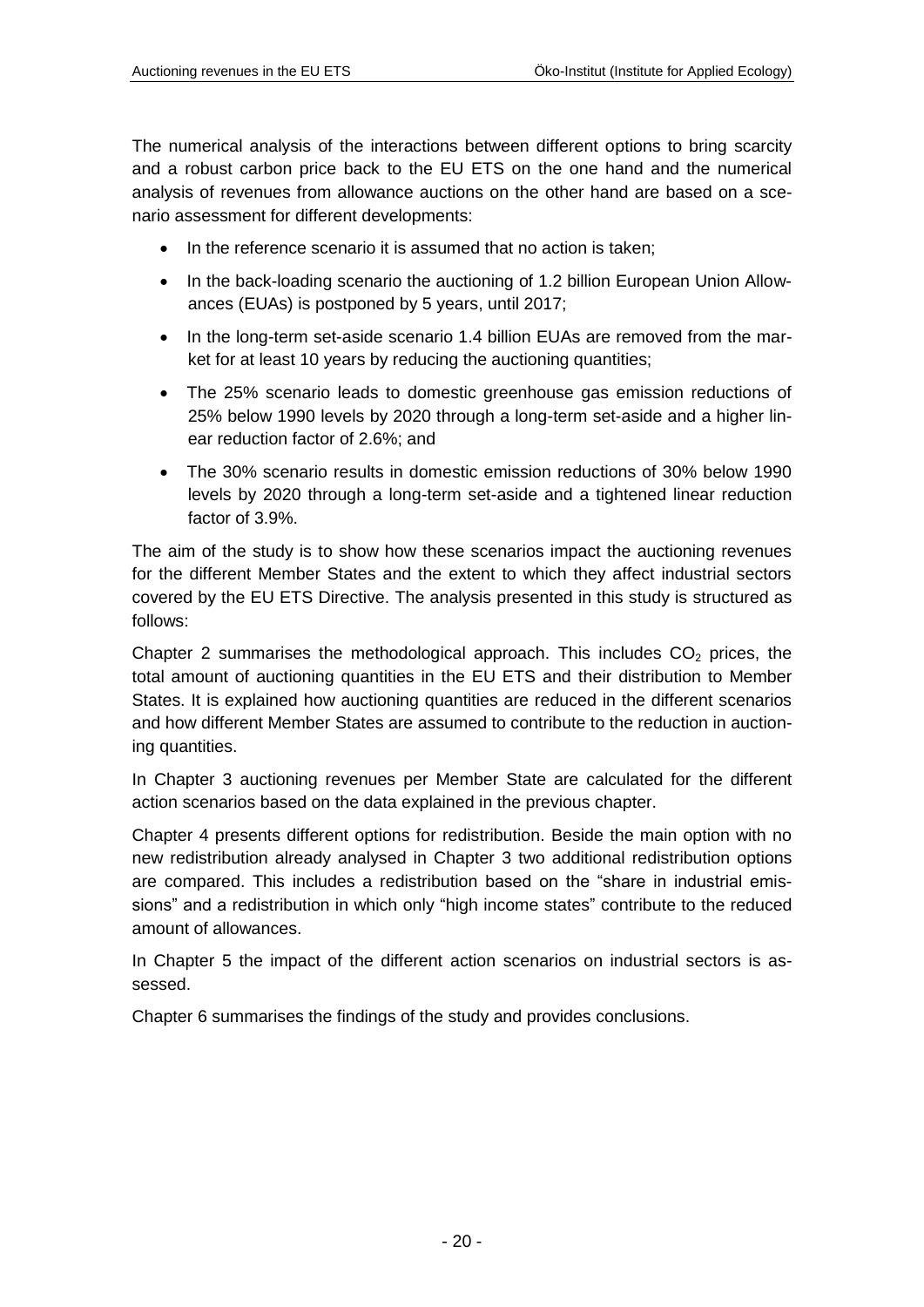The numerical analysis of the interactions between different options to bring scarcity and a robust carbon price back to the EU ETS on the one hand and the numerical analysis of revenues from allowance auctions on the other hand are based on a scenario assessment for different developments:

- In the reference scenario it is assumed that no action is taken;
- In the back-loading scenario the auctioning of 1.2 billion European Union Allowances (EUAs) is postponed by 5 years, until 2017;
- In the long-term set-aside scenario 1.4 billion EUAs are removed from the market for at least 10 years by reducing the auctioning quantities;
- The 25% scenario leads to domestic greenhouse gas emission reductions of 25% below 1990 levels by 2020 through a long-term set-aside and a higher linear reduction factor of 2.6%; and
- The 30% scenario results in domestic emission reductions of 30% below 1990 levels by 2020 through a long-term set-aside and a tightened linear reduction factor of 3.9%.

The aim of the study is to show how these scenarios impact the auctioning revenues for the different Member States and the extent to which they affect industrial sectors covered by the EU ETS Directive. The analysis presented in this study is structured as follows:

Chapter 2 summarises the methodological approach. This includes $CO_2$ prices, the total amount of auctioning quantities in the EU ETS and their distribution to Member States. It is explained how auctioning quantities are reduced in the different scenarios and how different Member States are assumed to contribute to the reduction in auctioning quantities.

In Chapter 3 auctioning revenues per Member State are calculated for the different action scenarios based on the data explained in the previous chapter.

Chapter 4 presents different options for redistribution. Beside the main option with no new redistribution already analysed in Chapter 3 two additional redistribution options are compared. This includes a redistribution based on the "share in industrial emissions" and a redistribution in which only "high income states" contribute to the reduced amount of allowances.

In Chapter 5 the impact of the different action scenarios on industrial sectors is assessed.

Chapter 6 summarises the findings of the study and provides conclusions.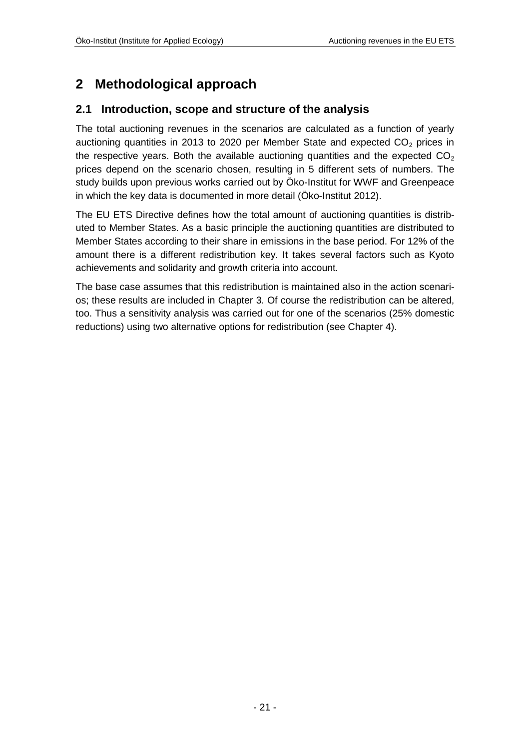# 2 Methodological approach

## 2.1 Introduction, scope and structure of the analysis

The total auctioning revenues in the scenarios are calculated as a function of yearly auctioning quantities in 2013 to 2020 per Member State and expected $CO_2$ prices in the respective years. Both the available auctioning quantities and the expected $CO_2$ prices depend on the scenario chosen, resulting in 5 different sets of numbers. The study builds upon previous works carried out by Öko-Institut for WWF and Greenpeace in which the key data is documented in more detail (Öko-Institut 2012).

The EU ETS Directive defines how the total amount of auctioning quantities is distributed to Member States. As a basic principle the auctioning quantities are distributed to Member States according to their share in emissions in the base period. For 12% of the amount there is a different redistribution key. It takes several factors such as Kyoto achievements and solidarity and growth criteria into account.

The base case assumes that this redistribution is maintained also in the action scenarios; these results are included in Chapter 3. Of course the redistribution can be altered, too. Thus a sensitivity analysis was carried out for one of the scenarios (25% domestic reductions) using two alternative options for redistribution (see Chapter 4).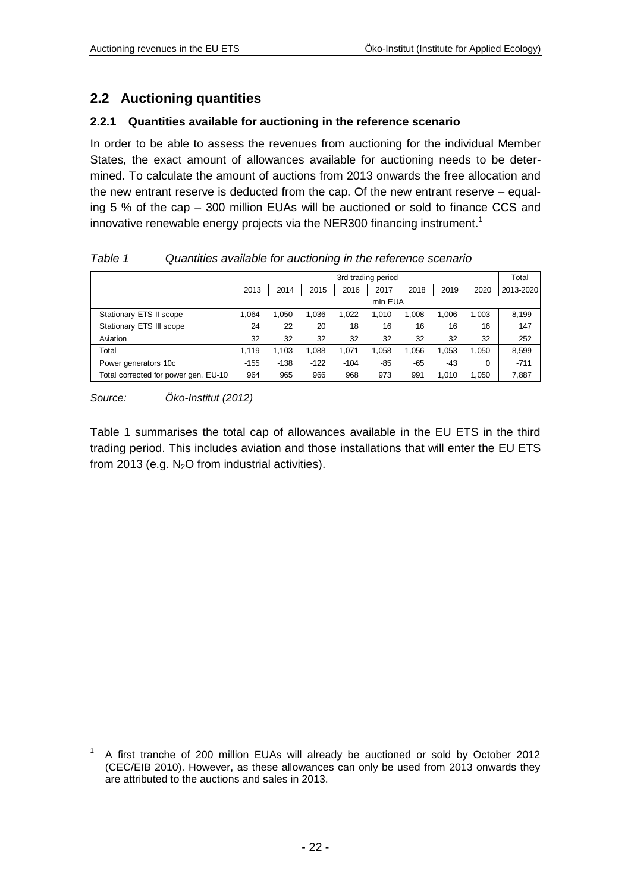## 2.2 Auctioning quantities

### 2.2.1 Quantities available for auctioning in the reference scenario

In order to be able to assess the revenues from auctioning for the individual Member States, the exact amount of allowances available for auctioning needs to be determined. To calculate the amount of auctions from 2013 onwards the free allocation and the new entrant reserve is deducted from the cap. Of the new entrant reserve – equaling 5 % of the cap – 300 million EUAs will be auctioned or sold to finance CCS and innovative renewable energy projects via the NER300 financing instrument.[1]

*Table 1 Quantities available for auctioning in the reference scenario*

| | 3rd trading period | | | | | | | | Total |
|---|---|---|---|---|---|---|---|---|---|
| | 2013 | 2014 | 2015 | 2016 | 2017 | 2018 | 2019 | 2020 | 2013-2020 |
| | mln EUA | | | | | | | | |
| Stationary ETS II scope | 1,064 | 1,050 | 1,036 | 1,022 | 1,010 | 1,008 | 1,006 | 1,003 | 8,199 |
| Stationary ETS III scope | 24 | 22 | 20 | 18 | 16 | 16 | 16 | 16 | 147 |
| Aviation | 32 | 32 | 32 | 32 | 32 | 32 | 32 | 32 | 252 |
| Total | 1,119 | 1,103 | 1,088 | 1,071 | 1,058 | 1,056 | 1,053 | 1,050 | 8,599 |
| Power generators 10c | -155 | -138 | -122 | -104 | -85 | -65 | -43 | 0 | -711 |
| Total corrected for power gen. EU-10 | 964 | 965 | 966 | 968 | 973 | 991 | 1,010 | 1,050 | 7,887 |

*Source: Öko-Institut (2012)*

Table 1 summarises the total cap of allowances available in the EU ETS in the third trading period. This includes aviation and those installations that will enter the EU ETS from 2013 (e.g. $N_2O$ from industrial activities).

[1] A first tranche of 200 million EUAs will already be auctioned or sold by October 2012 (CEC/EIB 2010). However, as these allowances can only be used from 2013 onwards they are attributed to the auctions and sales in 2013.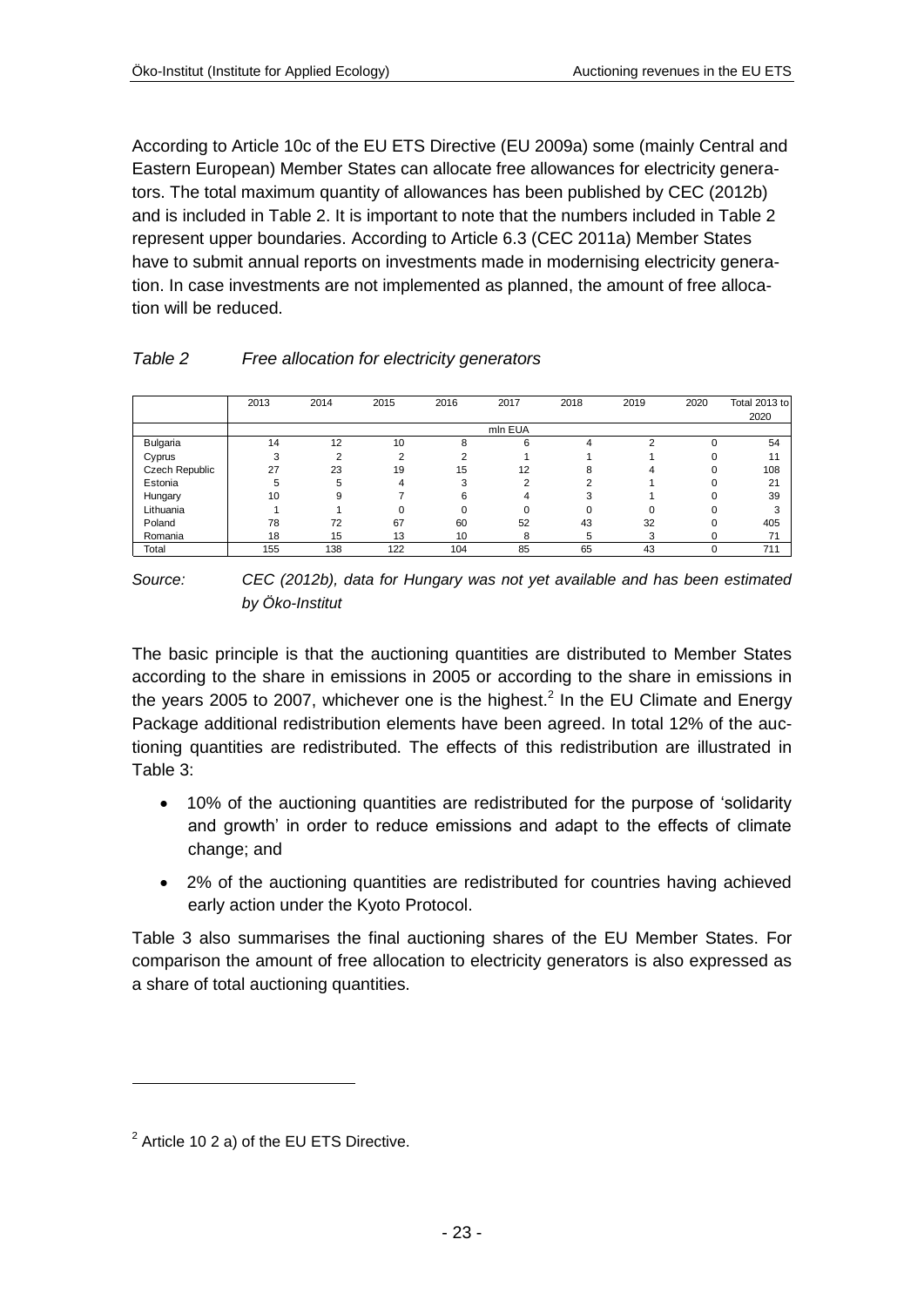According to Article 10c of the EU ETS Directive (EU 2009a) some (mainly Central and Eastern European) Member States can allocate free allowances for electricity generators. The total maximum quantity of allowances has been published by CEC (2012b) and is included in Table 2. It is important to note that the numbers included in Table 2 represent upper boundaries. According to Article 6.3 (CEC 2011a) Member States have to submit annual reports on investments made in modernising electricity generation. In case investments are not implemented as planned, the amount of free allocation will be reduced.

*Table 2 Free allocation for electricity generators*

| | 2013 | 2014 | 2015 | 2016 | 2017 | 2018 | 2019 | 2020 | Total 2013 to 2020 |
|---|---|---|---|---|---|---|---|---|---|
| | mln EUA | | | | | | | | |
| Bulgaria | 14 | 12 | 10 | 8 | 6 | 4 | 2 | 0 | 54 |
| Cyprus | 3 | 2 | 2 | 2 | 1 | 1 | 1 | 0 | 11 |
| Czech Republic | 27 | 23 | 19 | 15 | 12 | 8 | 4 | 0 | 108 |
| Estonia | 5 | 5 | 4 | 3 | 2 | 2 | 1 | 0 | 21 |
| Hungary | 10 | 9 | 7 | 6 | 4 | 3 | 1 | 0 | 39 |
| Lithuania | 1 | 1 | 0 | 0 | 0 | 0 | 0 | 0 | 3 |
| Poland | 78 | 72 | 67 | 60 | 52 | 43 | 32 | 0 | 405 |
| Romania | 18 | 15 | 13 | 10 | 8 | 5 | 3 | 0 | 71 |
| Total | 155 | 138 | 122 | 104 | 85 | 65 | 43 | 0 | 711 |

*Source: CEC (2012b), data for Hungary was not yet available and has been estimated by Öko-Institut*

The basic principle is that the auctioning quantities are distributed to Member States according to the share in emissions in 2005 or according to the share in emissions in the years 2005 to 2007, whichever one is the highest.[2] In the EU Climate and Energy Package additional redistribution elements have been agreed. In total 12% of the auctioning quantities are redistributed. The effects of this redistribution are illustrated in Table 3:

- 10% of the auctioning quantities are redistributed for the purpose of 'solidarity and growth' in order to reduce emissions and adapt to the effects of climate change; and
- 2% of the auctioning quantities are redistributed for countries having achieved early action under the Kyoto Protocol.

Table 3 also summarises the final auctioning shares of the EU Member States. For comparison the amount of free allocation to electricity generators is also expressed as a share of total auctioning quantities.

[2] Article 10 2 a) of the EU ETS Directive.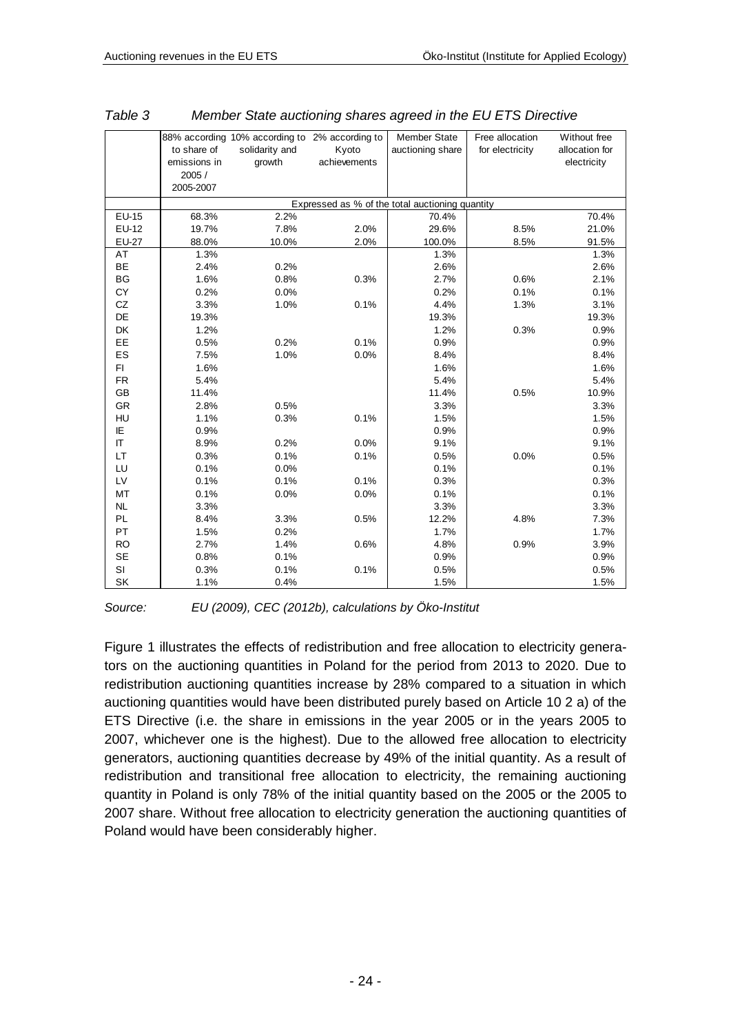*Table 3 Member State auctioning shares agreed in the EU ETS Directive*

| | 88% according to share of emissions in 2005 / 2005-2007 | 10% according to solidarity and growth | 2% according to Kyoto achievements | Member State auctioning share | Free allocation for electricity | Without free allocation for electricity |
|---|---|---|---|---|---|---|
| | Expressed as % of the total auctioning quantity | | | | | |
| EU-15 | 68.3% | 2.2% | | 70.4% | | 70.4% |
| EU-12 | 19.7% | 7.8% | 2.0% | 29.6% | 8.5% | 21.0% |
| EU-27 | 88.0% | 10.0% | 2.0% | 100.0% | 8.5% | 91.5% |
| AT | 1.3% | | | 1.3% | | 1.3% |
| BE | 2.4% | 0.2% | | 2.6% | | 2.6% |
| BG | 1.6% | 0.8% | 0.3% | 2.7% | 0.6% | 2.1% |
| CY | 0.2% | 0.0% | | 0.2% | 0.1% | 0.1% |
| CZ | 3.3% | 1.0% | 0.1% | 4.4% | 1.3% | 3.1% |
| DE | 19.3% | | | 19.3% | | 19.3% |
| DK | 1.2% | | | 1.2% | 0.3% | 0.9% |
| EE | 0.5% | 0.2% | 0.1% | 0.9% | | 0.9% |
| ES | 7.5% | 1.0% | 0.0% | 8.4% | | 8.4% |
| FI | 1.6% | | | 1.6% | | 1.6% |
| FR | 5.4% | | | 5.4% | | 5.4% |
| GB | 11.4% | | | 11.4% | 0.5% | 10.9% |
| GR | 2.8% | 0.5% | | 3.3% | | 3.3% |
| HU | 1.1% | 0.3% | 0.1% | 1.5% | | 1.5% |
| IE | 0.9% | | | 0.9% | | 0.9% |
| IT | 8.9% | 0.2% | 0.0% | 9.1% | | 9.1% |
| LT | 0.3% | 0.1% | 0.1% | 0.5% | 0.0% | 0.5% |
| LU | 0.1% | 0.0% | | 0.1% | | 0.1% |
| LV | 0.1% | 0.1% | 0.1% | 0.3% | | 0.3% |
| MT | 0.1% | 0.0% | 0.0% | 0.1% | | 0.1% |
| NL | 3.3% | | | 3.3% | | 3.3% |
| PL | 8.4% | 3.3% | 0.5% | 12.2% | 4.8% | 7.3% |
| PT | 1.5% | 0.2% | | 1.7% | | 1.7% |
| RO | 2.7% | 1.4% | 0.6% | 4.8% | 0.9% | 3.9% |
| SE | 0.8% | 0.1% | | 0.9% | | 0.9% |
| SI | 0.3% | 0.1% | 0.1% | 0.5% | | 0.5% |
| SK | 1.1% | 0.4% | | 1.5% | | 1.5% |

*Source: EU (2009), CEC (2012b), calculations by Öko-Institut*

Figure 1 illustrates the effects of redistribution and free allocation to electricity generators on the auctioning quantities in Poland for the period from 2013 to 2020. Due to redistribution auctioning quantities increase by 28% compared to a situation in which auctioning quantities would have been distributed purely based on Article 10 2 a) of the ETS Directive (i.e. the share in emissions in the year 2005 or in the years 2005 to 2007, whichever one is the highest). Due to the allowed free allocation to electricity generators, auctioning quantities decrease by 49% of the initial quantity. As a result of redistribution and transitional free allocation to electricity, the remaining auctioning quantity in Poland is only 78% of the initial quantity based on the 2005 or the 2005 to 2007 share. Without free allocation to electricity generation the auctioning quantities of Poland would have been considerably higher.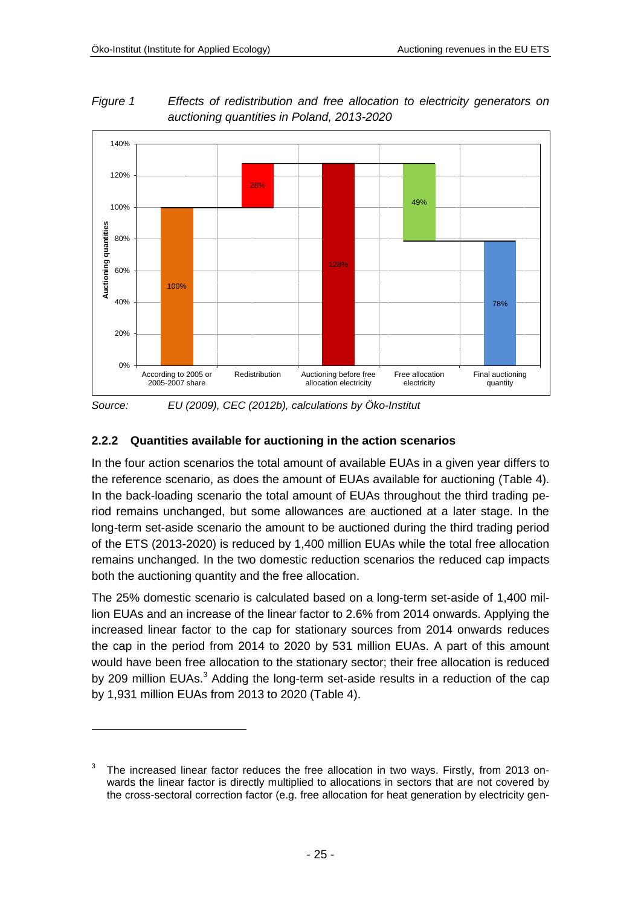*Figure 1 Effects of redistribution and free allocation to electricity generators on auctioning quantities in Poland, 2013-2020*

| | According to 2005 or 2005-2007 share | Redistribution | Auctioning before free allocation electricity | Free allocation electricity | Final auctioning quantity |
|---|---|---|---|---|---|
| Auctioning quantities | 100% | 28% | 128% | 49% | 78% |

*Source: EU (2009), CEC (2012b), calculations by Öko-Institut*

### 2.2.2 Quantities available for auctioning in the action scenarios

In the four action scenarios the total amount of available EUAs in a given year differs to the reference scenario, as does the amount of EUAs available for auctioning (Table 4). In the back-loading scenario the total amount of EUAs throughout the third trading period remains unchanged, but some allowances are auctioned at a later stage. In the long-term set-aside scenario the amount to be auctioned during the third trading period of the ETS (2013-2020) is reduced by 1,400 million EUAs while the total free allocation remains unchanged. In the two domestic reduction scenarios the reduced cap impacts both the auctioning quantity and the free allocation.

The 25% domestic scenario is calculated based on a long-term set-aside of 1,400 million EUAs and an increase of the linear factor to 2.6% from 2014 onwards. Applying the increased linear factor to the cap for stationary sources from 2014 onwards reduces the cap in the period from 2014 to 2020 by 531 million EUAs. A part of this amount would have been free allocation to the stationary sector; their free allocation is reduced by 209 million EUAs.[3] Adding the long-term set-aside results in a reduction of the cap by 1,931 million EUAs from 2013 to 2020 (Table 4).

---

[3] The increased linear factor reduces the free allocation in two ways. Firstly, from 2013 onwards the linear factor is directly multiplied to allocations in sectors that are not covered by the cross-sectoral correction factor (e.g. free allocation for heat generation by electricity gen-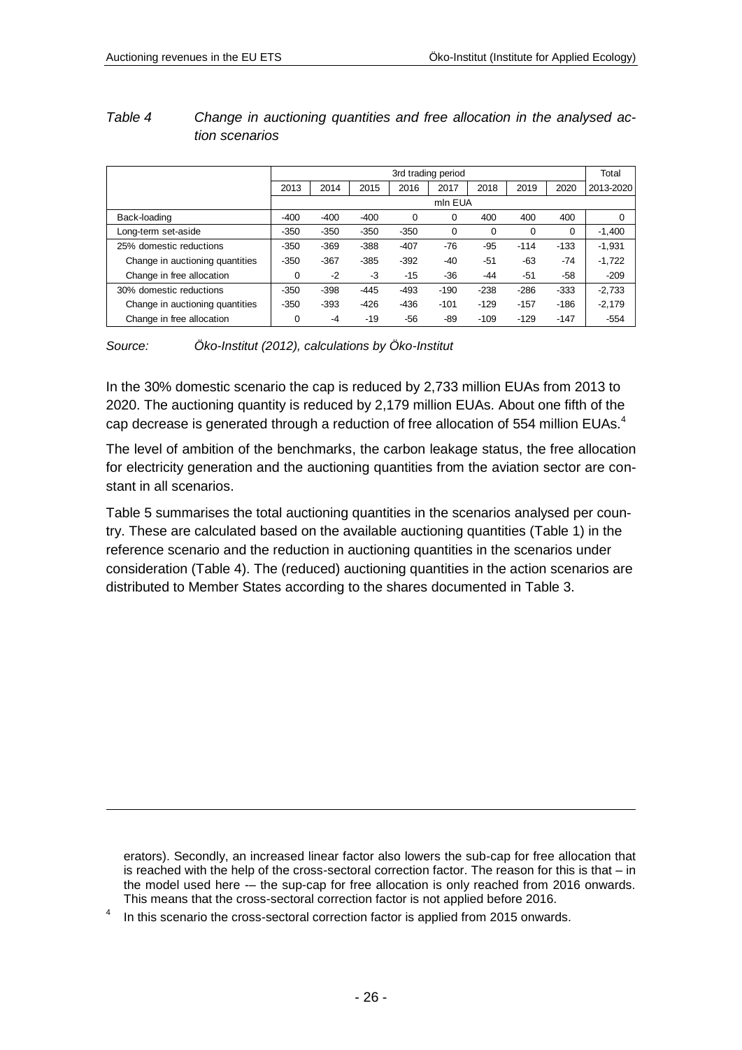*Table 4 Change in auctioning quantities and free allocation in the analysed action scenarios*

| | 3rd trading period | | | | | | | | Total |
|---|---|---|---|---|---|---|---|---|---|
| | 2013 | 2014 | 2015 | 2016 | 2017 | 2018 | 2019 | 2020 | 2013-2020 |
| | mln EUA | | | | | | | | |
| Back-loading | -400 | -400 | -400 | 0 | 0 | 400 | 400 | 400 | 0 |
| Long-term set-aside | -350 | -350 | -350 | -350 | 0 | 0 | 0 | 0 | -1,400 |
| 25% domestic reductions | -350 | -369 | -388 | -407 | -76 | -95 | -114 | -133 | -1,931 |
| Change in auctioning quantities | -350 | -367 | -385 | -392 | -40 | -51 | -63 | -74 | -1,722 |
| Change in free allocation | 0 | -2 | -3 | -15 | -36 | -44 | -51 | -58 | -209 |
| 30% domestic reductions | -350 | -398 | -445 | -493 | -190 | -238 | -286 | -333 | -2,733 |
| Change in auctioning quantities | -350 | -393 | -426 | -436 | -101 | -129 | -157 | -186 | -2,179 |
| Change in free allocation | 0 | -4 | -19 | -56 | -89 | -109 | -129 | -147 | -554 |

*Source: Öko-Institut (2012), calculations by Öko-Institut*

In the 30% domestic scenario the cap is reduced by 2,733 million EUAs from 2013 to 2020. The auctioning quantity is reduced by 2,179 million EUAs. About one fifth of the cap decrease is generated through a reduction of free allocation of 554 million EUAs.[4]

The level of ambition of the benchmarks, the carbon leakage status, the free allocation for electricity generation and the auctioning quantities from the aviation sector are constant in all scenarios.

Table 5 summarises the total auctioning quantities in the scenarios analysed per country. These are calculated based on the available auctioning quantities (Table 1) in the reference scenario and the reduction in auctioning quantities in the scenarios under consideration (Table 4). The (reduced) auctioning quantities in the action scenarios are distributed to Member States according to the shares documented in Table 3.

---

erators). Secondly, an increased linear factor also lowers the sub-cap for free allocation that is reached with the help of the cross-sectoral correction factor. The reason for this is that – in the model used here -– the sup-cap for free allocation is only reached from 2016 onwards. This means that the cross-sectoral correction factor is not applied before 2016.

[4] In this scenario the cross-sectoral correction factor is applied from 2015 onwards.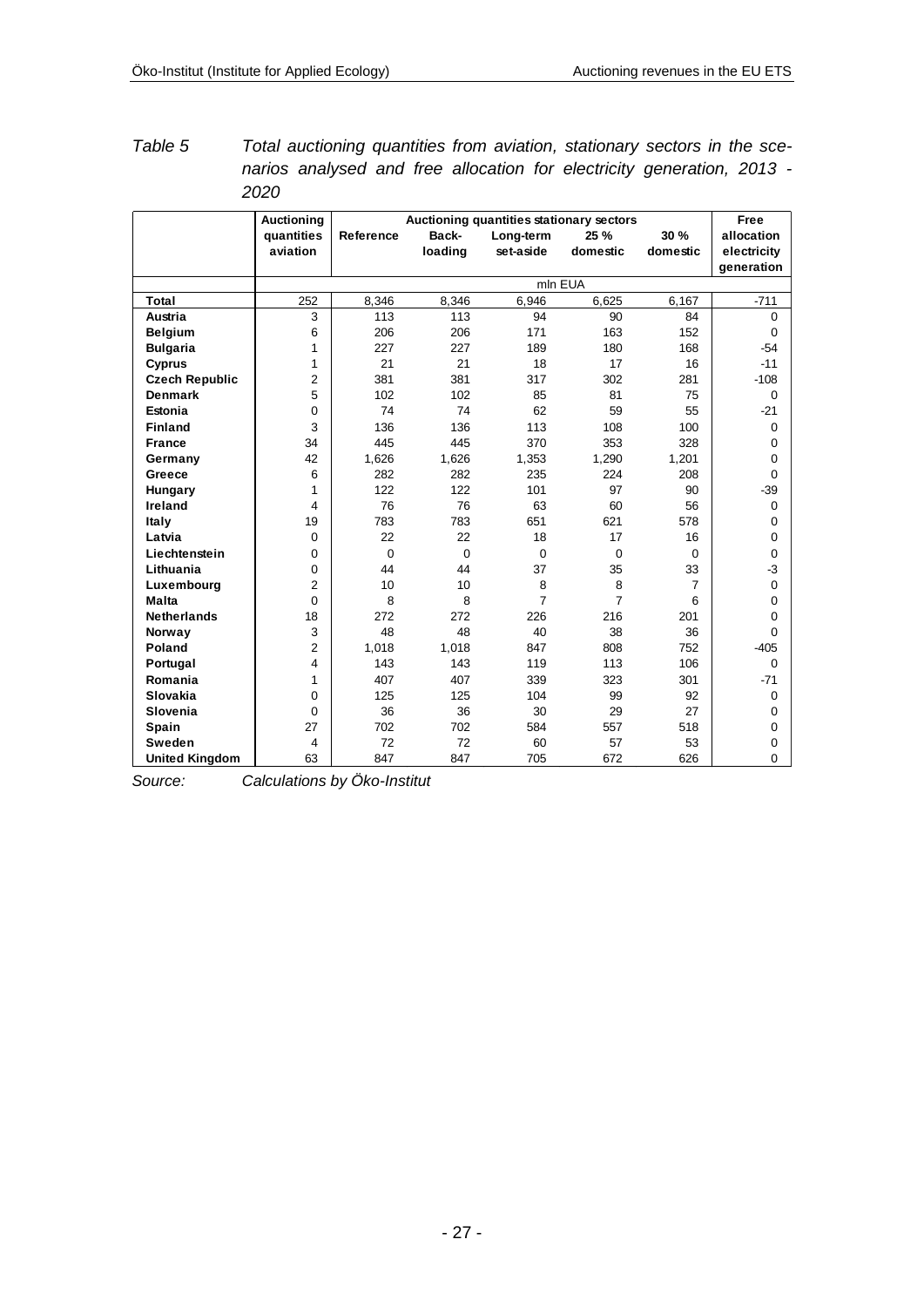*Table 5 Total auctioning quantities from aviation, stationary sectors in the scenarios analysed and free allocation for electricity generation, 2013 - 2020*

| | Auctioning quantities aviation | Auctioning quantities stationary sectors | | | | | Free allocation electricity generation |
|---|---|---|---|---|---|---|---|
| | | Reference | Back-loading | Long-term set-aside | 25 % domestic | 30 % domestic | |
| | mln EUA | | | | | | |
| **Total** | 252 | 8,346 | 8,346 | 6,946 | 6,625 | 6,167 | -711 |
| **Austria** | 3 | 113 | 113 | 94 | 90 | 84 | 0 |
| **Belgium** | 6 | 206 | 206 | 171 | 163 | 152 | 0 |
| **Bulgaria** | 1 | 227 | 227 | 189 | 180 | 168 | -54 |
| **Cyprus** | 1 | 21 | 21 | 18 | 17 | 16 | -11 |
| **Czech Republic** | 2 | 381 | 381 | 317 | 302 | 281 | -108 |
| **Denmark** | 5 | 102 | 102 | 85 | 81 | 75 | 0 |
| **Estonia** | 0 | 74 | 74 | 62 | 59 | 55 | -21 |
| **Finland** | 3 | 136 | 136 | 113 | 108 | 100 | 0 |
| **France** | 34 | 445 | 445 | 370 | 353 | 328 | 0 |
| **Germany** | 42 | 1,626 | 1,626 | 1,353 | 1,290 | 1,201 | 0 |
| **Greece** | 6 | 282 | 282 | 235 | 224 | 208 | 0 |
| **Hungary** | 1 | 122 | 122 | 101 | 97 | 90 | -39 |
| **Ireland** | 4 | 76 | 76 | 63 | 60 | 56 | 0 |
| **Italy** | 19 | 783 | 783 | 651 | 621 | 578 | 0 |
| **Latvia** | 0 | 22 | 22 | 18 | 17 | 16 | 0 |
| **Liechtenstein** | 0 | 0 | 0 | 0 | 0 | 0 | 0 |
| **Lithuania** | 0 | 44 | 44 | 37 | 35 | 33 | -3 |
| **Luxembourg** | 2 | 10 | 10 | 8 | 8 | 7 | 0 |
| **Malta** | 0 | 8 | 8 | 7 | 7 | 6 | 0 |
| **Netherlands** | 18 | 272 | 272 | 226 | 216 | 201 | 0 |
| **Norway** | 3 | 48 | 48 | 40 | 38 | 36 | 0 |
| **Poland** | 2 | 1,018 | 1,018 | 847 | 808 | 752 | -405 |
| **Portugal** | 4 | 143 | 143 | 119 | 113 | 106 | 0 |
| **Romania** | 1 | 407 | 407 | 339 | 323 | 301 | -71 |
| **Slovakia** | 0 | 125 | 125 | 104 | 99 | 92 | 0 |
| **Slovenia** | 0 | 36 | 36 | 30 | 29 | 27 | 0 |
| **Spain** | 27 | 702 | 702 | 584 | 557 | 518 | 0 |
| **Sweden** | 4 | 72 | 72 | 60 | 57 | 53 | 0 |
| **United Kingdom** | 63 | 847 | 847 | 705 | 672 | 626 | 0 |

*Source: Calculations by Öko-Institut*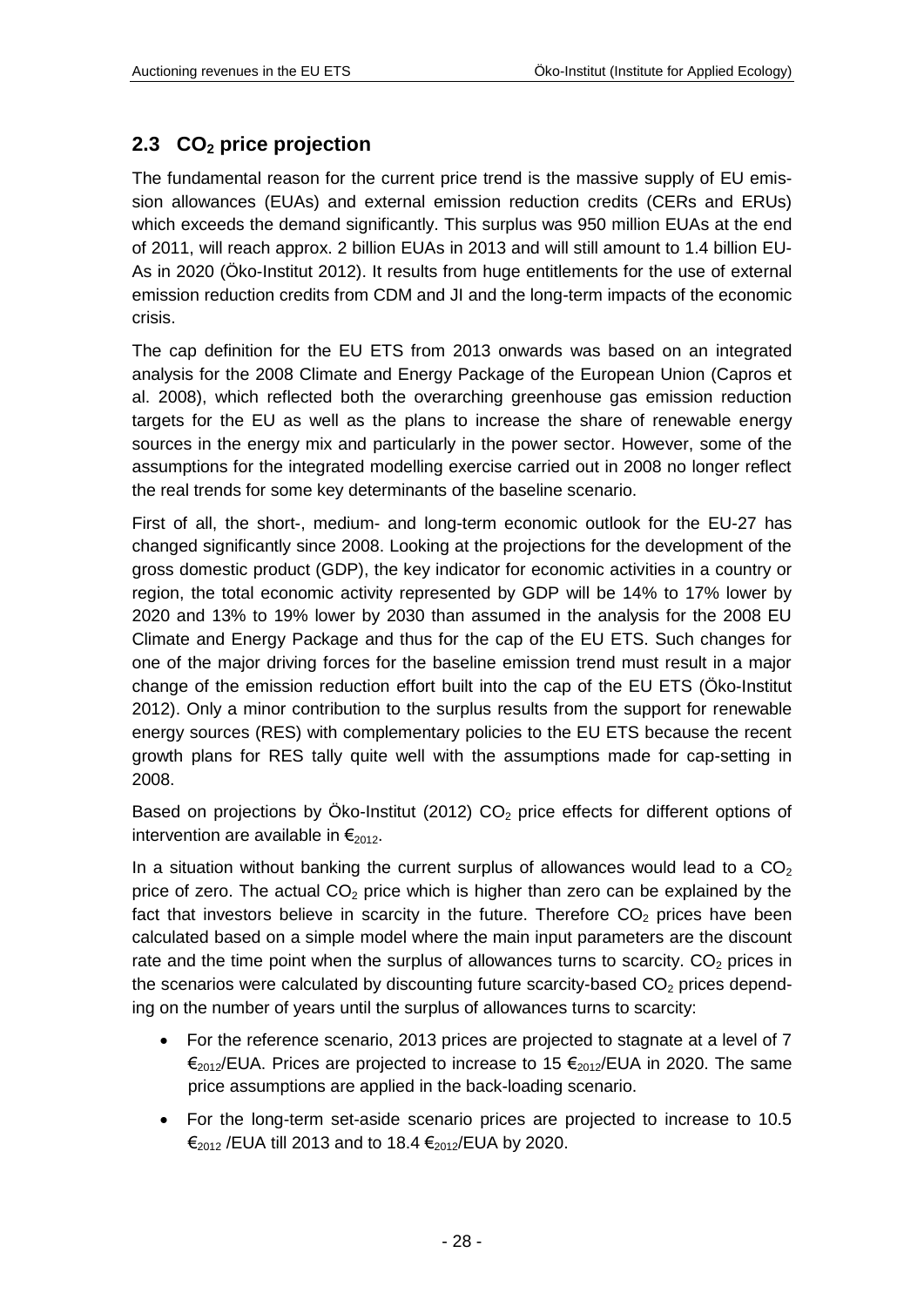## 2.3 $CO_2$ price projection

The fundamental reason for the current price trend is the massive supply of EU emission allowances (EUAs) and external emission reduction credits (CERs and ERUs) which exceeds the demand significantly. This surplus was 950 million EUAs at the end of 2011, will reach approx. 2 billion EUAs in 2013 and will still amount to 1.4 billion EUAs in 2020 (Öko-Institut 2012). It results from huge entitlements for the use of external emission reduction credits from CDM and JI and the long-term impacts of the economic crisis.

The cap definition for the EU ETS from 2013 onwards was based on an integrated analysis for the 2008 Climate and Energy Package of the European Union (Capros et al. 2008), which reflected both the overarching greenhouse gas emission reduction targets for the EU as well as the plans to increase the share of renewable energy sources in the energy mix and particularly in the power sector. However, some of the assumptions for the integrated modelling exercise carried out in 2008 no longer reflect the real trends for some key determinants of the baseline scenario.

First of all, the short-, medium- and long-term economic outlook for the EU-27 has changed significantly since 2008. Looking at the projections for the development of the gross domestic product (GDP), the key indicator for economic activities in a country or region, the total economic activity represented by GDP will be 14% to 17% lower by 2020 and 13% to 19% lower by 2030 than assumed in the analysis for the 2008 EU Climate and Energy Package and thus for the cap of the EU ETS. Such changes for one of the major driving forces for the baseline emission trend must result in a major change of the emission reduction effort built into the cap of the EU ETS (Öko-Institut 2012). Only a minor contribution to the surplus results from the support for renewable energy sources (RES) with complementary policies to the EU ETS because the recent growth plans for RES tally quite well with the assumptions made for cap-setting in 2008.

Based on projections by Öko-Institut (2012) $CO_2$ price effects for different options of intervention are available in $€_{2012}$.

In a situation without banking the current surplus of allowances would lead to a $CO_2$ price of zero. The actual $CO_2$ price which is higher than zero can be explained by the fact that investors believe in scarcity in the future. Therefore $CO_2$ prices have been calculated based on a simple model where the main input parameters are the discount rate and the time point when the surplus of allowances turns to scarcity. $CO_2$ prices in the scenarios were calculated by discounting future scarcity-based $CO_2$ prices depending on the number of years until the surplus of allowances turns to scarcity:

- For the reference scenario, 2013 prices are projected to stagnate at a level of 7 $€_{2012}$/EUA. Prices are projected to increase to 15 $€_{2012}$/EUA in 2020. The same price assumptions are applied in the back-loading scenario.
- For the long-term set-aside scenario prices are projected to increase to 10.5 $€_{2012}$ /EUA till 2013 and to 18.4 $€_{2012}$/EUA by 2020.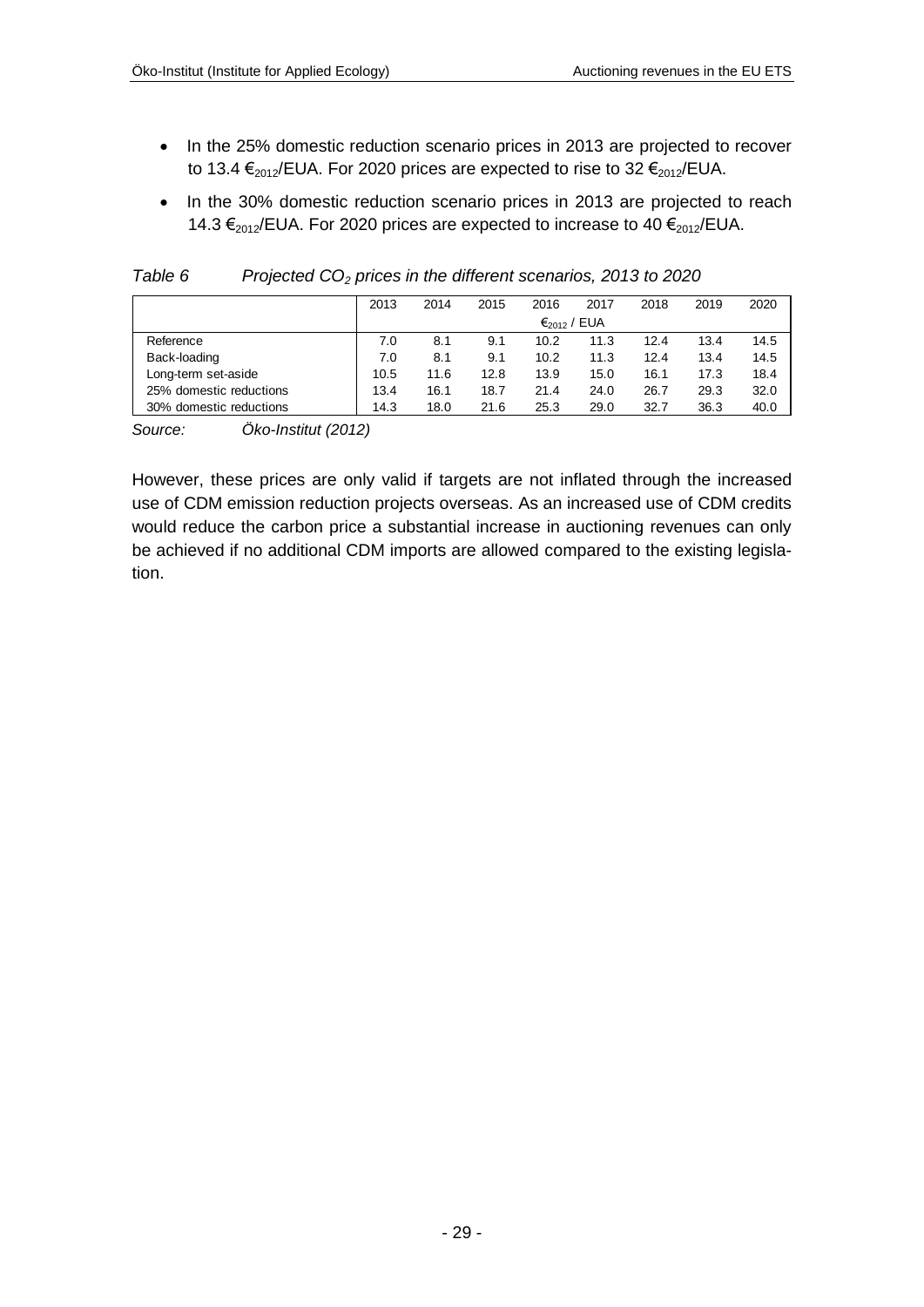- In the 25% domestic reduction scenario prices in 2013 are projected to recover to 13.4 $€_{2012}$/EUA. For 2020 prices are expected to rise to 32 $€_{2012}$/EUA.
- In the 30% domestic reduction scenario prices in 2013 are projected to reach 14.3 $€_{2012}$/EUA. For 2020 prices are expected to increase to 40 $€_{2012}$/EUA.

*Table 6 Projected $CO_2$ prices in the different scenarios, 2013 to 2020*

| | 2013 | 2014 | 2015 | 2016 | 2017 | 2018 | 2019 | 2020 |
|---|---|---|---|---|---|---|---|---|
| | $€_{2012}$ / EUA | | | | | | | |
| Reference | 7.0 | 8.1 | 9.1 | 10.2 | 11.3 | 12.4 | 13.4 | 14.5 |
| Back-loading | 7.0 | 8.1 | 9.1 | 10.2 | 11.3 | 12.4 | 13.4 | 14.5 |
| Long-term set-aside | 10.5 | 11.6 | 12.8 | 13.9 | 15.0 | 16.1 | 17.3 | 18.4 |
| 25% domestic reductions | 13.4 | 16.1 | 18.7 | 21.4 | 24.0 | 26.7 | 29.3 | 32.0 |
| 30% domestic reductions | 14.3 | 18.0 | 21.6 | 25.3 | 29.0 | 32.7 | 36.3 | 40.0 |

*Source: Öko-Institut (2012)*

However, these prices are only valid if targets are not inflated through the increased use of CDM emission reduction projects overseas. As an increased use of CDM credits would reduce the carbon price a substantial increase in auctioning revenues can only be achieved if no additional CDM imports are allowed compared to the existing legislation.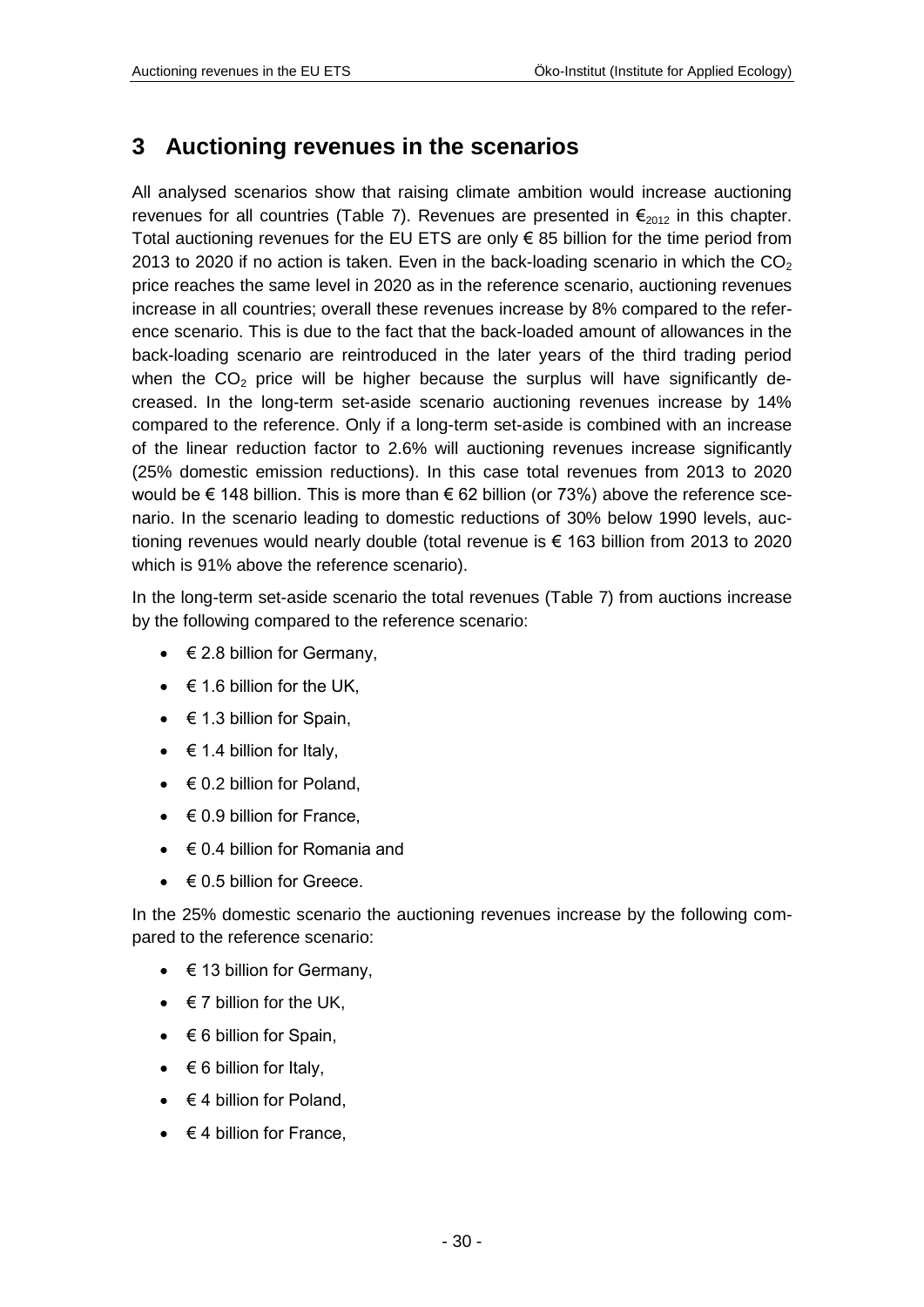# 3 Auctioning revenues in the scenarios

All analysed scenarios show that raising climate ambition would increase auctioning revenues for all countries (Table 7). Revenues are presented in $€_{2012}$ in this chapter. Total auctioning revenues for the EU ETS are only € 85 billion for the time period from 2013 to 2020 if no action is taken. Even in the back-loading scenario in which the $CO_2$ price reaches the same level in 2020 as in the reference scenario, auctioning revenues increase in all countries; overall these revenues increase by 8% compared to the reference scenario. This is due to the fact that the back-loaded amount of allowances in the back-loading scenario are reintroduced in the later years of the third trading period when the $CO_2$ price will be higher because the surplus will have significantly decreased. In the long-term set-aside scenario auctioning revenues increase by 14% compared to the reference. Only if a long-term set-aside is combined with an increase of the linear reduction factor to 2.6% will auctioning revenues increase significantly (25% domestic emission reductions). In this case total revenues from 2013 to 2020 would be € 148 billion. This is more than € 62 billion (or 73%) above the reference scenario. In the scenario leading to domestic reductions of 30% below 1990 levels, auctioning revenues would nearly double (total revenue is € 163 billion from 2013 to 2020 which is 91% above the reference scenario).

In the long-term set-aside scenario the total revenues (Table 7) from auctions increase by the following compared to the reference scenario:

- € 2.8 billion for Germany,
- € 1.6 billion for the UK,
- € 1.3 billion for Spain,
- € 1.4 billion for Italy,
- € 0.2 billion for Poland,
- € 0.9 billion for France,
- € 0.4 billion for Romania and
- € 0.5 billion for Greece.

In the 25% domestic scenario the auctioning revenues increase by the following compared to the reference scenario:

- € 13 billion for Germany,
- € 7 billion for the UK,
- € 6 billion for Spain,
- € 6 billion for Italy,
- € 4 billion for Poland,
- € 4 billion for France,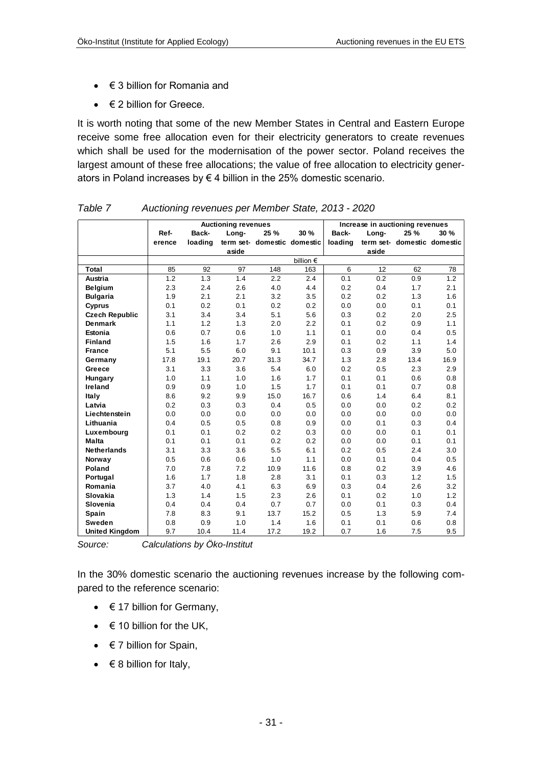- € 3 billion for Romania and
- € 2 billion for Greece.

It is worth noting that some of the new Member States in Central and Eastern Europe receive some free allocation even for their electricity generators to create revenues which shall be used for the modernisation of the power sector. Poland receives the largest amount of these free allocations; the value of free allocation to electricity generators in Poland increases by € 4 billion in the 25% domestic scenario.

*Table 7 Auctioning revenues per Member State, 2013 - 2020*

| | Auctioning revenues | | | | | Increase in auctioning revenues | | | |
|---|---|---|---|---|---|---|---|---|---|
| | Ref-erence | Back-loading | Long-term set-aside | 25 % domestic | 30 % domestic | Back-loading | Long-term set-aside | 25 % domestic | 30 % domestic |
| | billion € | | | | | | | | |
| **Total** | 85 | 92 | 97 | 148 | 163 | 6 | 12 | 62 | 78 |
| **Austria** | 1.2 | 1.3 | 1.4 | 2.2 | 2.4 | 0.1 | 0.2 | 0.9 | 1.2 |
| **Belgium** | 2.3 | 2.4 | 2.6 | 4.0 | 4.4 | 0.2 | 0.4 | 1.7 | 2.1 |
| **Bulgaria** | 1.9 | 2.1 | 2.1 | 3.2 | 3.5 | 0.2 | 0.2 | 1.3 | 1.6 |
| **Cyprus** | 0.1 | 0.2 | 0.1 | 0.2 | 0.2 | 0.0 | 0.0 | 0.1 | 0.1 |
| **Czech Republic** | 3.1 | 3.4 | 3.4 | 5.1 | 5.6 | 0.3 | 0.2 | 2.0 | 2.5 |
| **Denmark** | 1.1 | 1.2 | 1.3 | 2.0 | 2.2 | 0.1 | 0.2 | 0.9 | 1.1 |
| **Estonia** | 0.6 | 0.7 | 0.6 | 1.0 | 1.1 | 0.1 | 0.0 | 0.4 | 0.5 |
| **Finland** | 1.5 | 1.6 | 1.7 | 2.6 | 2.9 | 0.1 | 0.2 | 1.1 | 1.4 |
| **France** | 5.1 | 5.5 | 6.0 | 9.1 | 10.1 | 0.3 | 0.9 | 3.9 | 5.0 |
| **Germany** | 17.8 | 19.1 | 20.7 | 31.3 | 34.7 | 1.3 | 2.8 | 13.4 | 16.9 |
| **Greece** | 3.1 | 3.3 | 3.6 | 5.4 | 6.0 | 0.2 | 0.5 | 2.3 | 2.9 |
| **Hungary** | 1.0 | 1.1 | 1.0 | 1.6 | 1.7 | 0.1 | 0.1 | 0.6 | 0.8 |
| **Ireland** | 0.9 | 0.9 | 1.0 | 1.5 | 1.7 | 0.1 | 0.1 | 0.7 | 0.8 |
| **Italy** | 8.6 | 9.2 | 9.9 | 15.0 | 16.7 | 0.6 | 1.4 | 6.4 | 8.1 |
| **Latvia** | 0.2 | 0.3 | 0.3 | 0.4 | 0.5 | 0.0 | 0.0 | 0.2 | 0.2 |
| **Liechtenstein** | 0.0 | 0.0 | 0.0 | 0.0 | 0.0 | 0.0 | 0.0 | 0.0 | 0.0 |
| **Lithuania** | 0.4 | 0.5 | 0.5 | 0.8 | 0.9 | 0.0 | 0.1 | 0.3 | 0.4 |
| **Luxembourg** | 0.1 | 0.1 | 0.2 | 0.2 | 0.3 | 0.0 | 0.0 | 0.1 | 0.1 |
| **Malta** | 0.1 | 0.1 | 0.1 | 0.2 | 0.2 | 0.0 | 0.0 | 0.1 | 0.1 |
| **Netherlands** | 3.1 | 3.3 | 3.6 | 5.5 | 6.1 | 0.2 | 0.5 | 2.4 | 3.0 |
| **Norway** | 0.5 | 0.6 | 0.6 | 1.0 | 1.1 | 0.0 | 0.1 | 0.4 | 0.5 |
| **Poland** | 7.0 | 7.8 | 7.2 | 10.9 | 11.6 | 0.8 | 0.2 | 3.9 | 4.6 |
| **Portugal** | 1.6 | 1.7 | 1.8 | 2.8 | 3.1 | 0.1 | 0.3 | 1.2 | 1.5 |
| **Romania** | 3.7 | 4.0 | 4.1 | 6.3 | 6.9 | 0.3 | 0.4 | 2.6 | 3.2 |
| **Slovakia** | 1.3 | 1.4 | 1.5 | 2.3 | 2.6 | 0.1 | 0.2 | 1.0 | 1.2 |
| **Slovenia** | 0.4 | 0.4 | 0.4 | 0.7 | 0.7 | 0.0 | 0.1 | 0.3 | 0.4 |
| **Spain** | 7.8 | 8.3 | 9.1 | 13.7 | 15.2 | 0.5 | 1.3 | 5.9 | 7.4 |
| **Sweden** | 0.8 | 0.9 | 1.0 | 1.4 | 1.6 | 0.1 | 0.1 | 0.6 | 0.8 |
| **United Kingdom** | 9.7 | 10.4 | 11.4 | 17.2 | 19.2 | 0.7 | 1.6 | 7.5 | 9.5 |

*Source: Calculations by Öko-Institut*

In the 30% domestic scenario the auctioning revenues increase by the following compared to the reference scenario:

- € 17 billion for Germany,
- € 10 billion for the UK,
- € 7 billion for Spain,
- € 8 billion for Italy,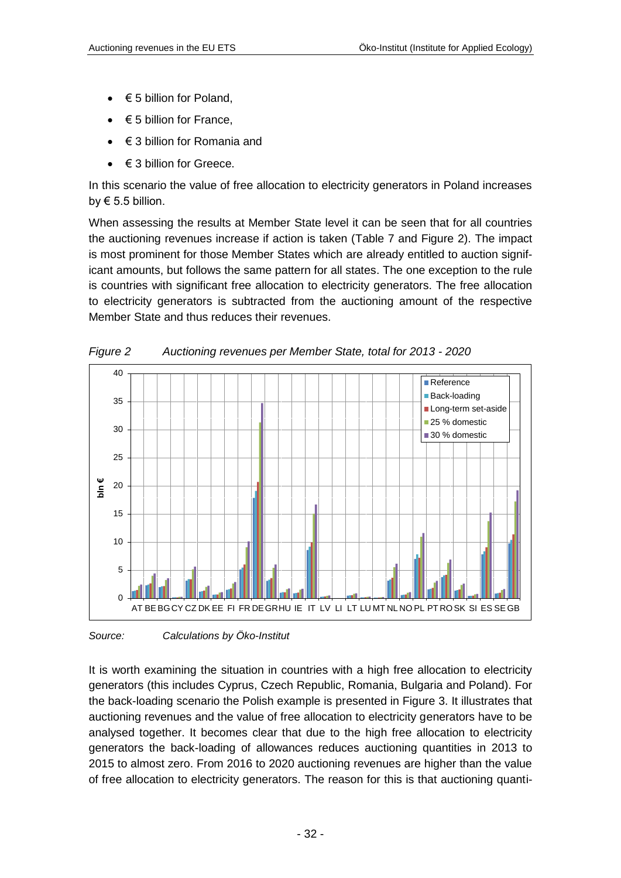- € 5 billion for Poland,
- € 5 billion for France,
- € 3 billion for Romania and
- € 3 billion for Greece.

In this scenario the value of free allocation to electricity generators in Poland increases by € 5.5 billion.

When assessing the results at Member State level it can be seen that for all countries the auctioning revenues increase if action is taken (Table 7 and Figure 2). The impact is most prominent for those Member States which are already entitled to auction significant amounts, but follows the same pattern for all states. The one exception to the rule is countries with significant free allocation to electricity generators. The free allocation to electricity generators is subtracted from the auctioning amount of the respective Member State and thus reduces their revenues.

*Figure 2 Auctioning revenues per Member State, total for 2013 - 2020*

*Source: Calculations by Öko-Institut*

It is worth examining the situation in countries with a high free allocation to electricity generators (this includes Cyprus, Czech Republic, Romania, Bulgaria and Poland). For the back-loading scenario the Polish example is presented in Figure 3. It illustrates that auctioning revenues and the value of free allocation to electricity generators have to be analysed together. It becomes clear that due to the high free allocation to electricity generators the back-loading of allowances reduces auctioning quantities in 2013 to 2015 to almost zero. From 2016 to 2020 auctioning revenues are higher than the value of free allocation to electricity generators. The reason for this is that auctioning quanti-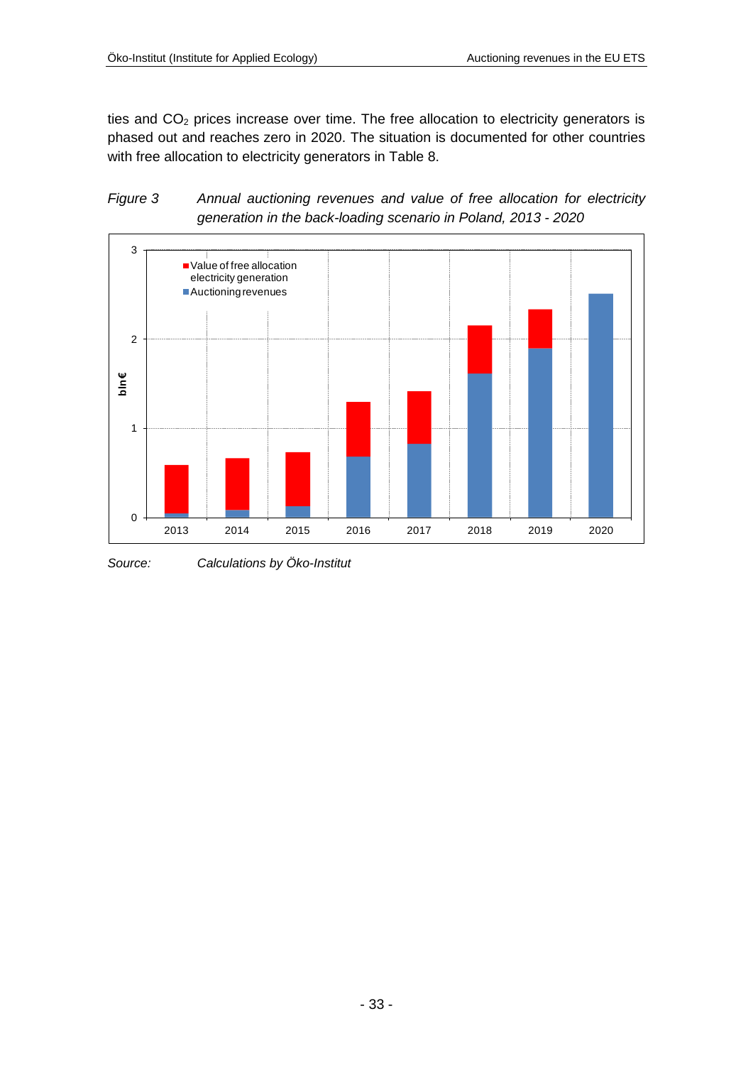ties and $CO_2$ prices increase over time. The free allocation to electricity generators is phased out and reaches zero in 2020. The situation is documented for other countries with free allocation to electricity generators in Table 8.

*Figure 3 Annual auctioning revenues and value of free allocation for electricity generation in the back-loading scenario in Poland, 2013 - 2020*

*Source: Calculations by Öko-Institut*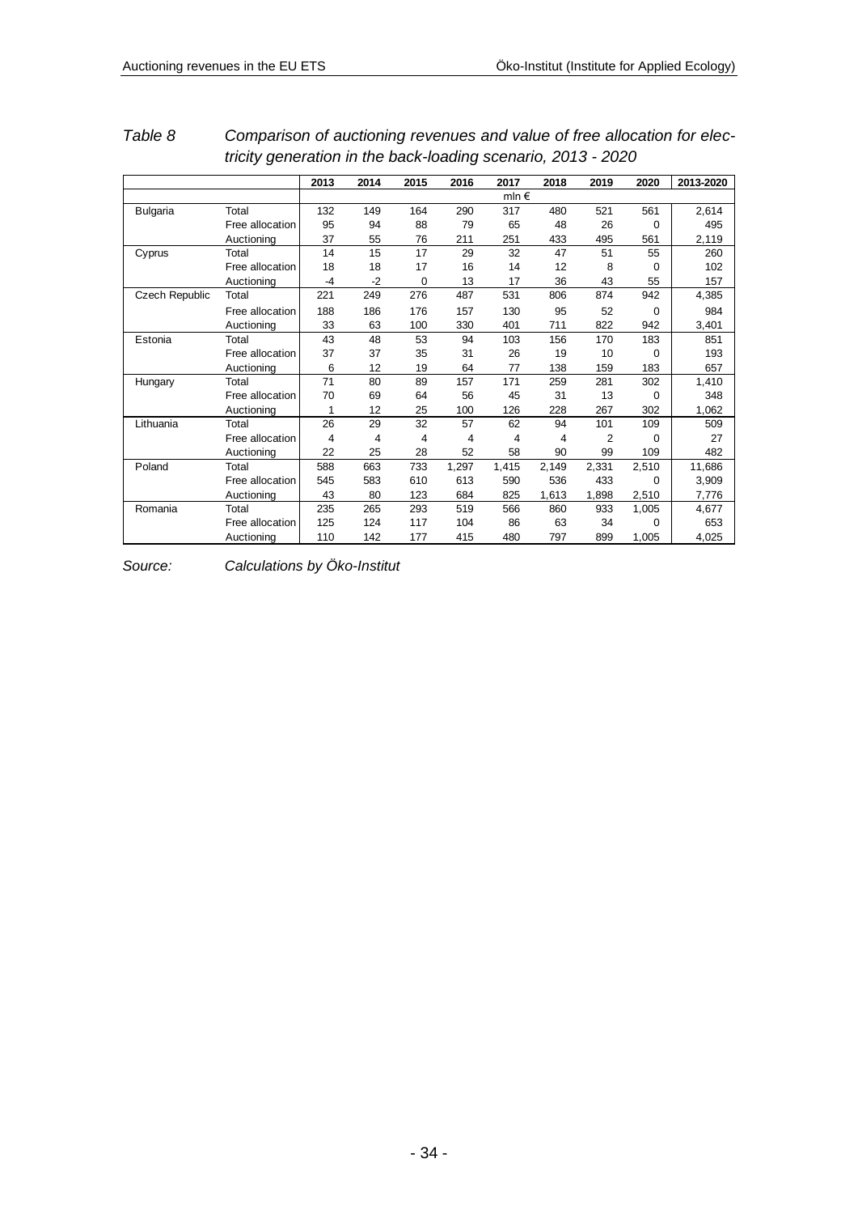*Table 8 Comparison of auctioning revenues and value of free allocation for electricity generation in the back-loading scenario, 2013 - 2020*

| | | 2013 | 2014 | 2015 | 2016 | 2017 | 2018 | 2019 | 2020 | 2013-2020 |
|---|---|---|---|---|---|---|---|---|---|---|
| | | mln € | | | | | | | | |
| Bulgaria | Total | 132 | 149 | 164 | 290 | 317 | 480 | 521 | 561 | 2,614 |
| | Free allocation | 95 | 94 | 88 | 79 | 65 | 48 | 26 | 0 | 495 |
| | Auctioning | 37 | 55 | 76 | 211 | 251 | 433 | 495 | 561 | 2,119 |
| Cyprus | Total | 14 | 15 | 17 | 29 | 32 | 47 | 51 | 55 | 260 |
| | Free allocation | 18 | 18 | 17 | 16 | 14 | 12 | 8 | 0 | 102 |
| | Auctioning | -4 | -2 | 0 | 13 | 17 | 36 | 43 | 55 | 157 |
| Czech Republic | Total | 221 | 249 | 276 | 487 | 531 | 806 | 874 | 942 | 4,385 |
| | Free allocation | 188 | 186 | 176 | 157 | 130 | 95 | 52 | 0 | 984 |
| | Auctioning | 33 | 63 | 100 | 330 | 401 | 711 | 822 | 942 | 3,401 |
| Estonia | Total | 43 | 48 | 53 | 94 | 103 | 156 | 170 | 183 | 851 |
| | Free allocation | 37 | 37 | 35 | 31 | 26 | 19 | 10 | 0 | 193 |
| | Auctioning | 6 | 12 | 19 | 64 | 77 | 138 | 159 | 183 | 657 |
| Hungary | Total | 71 | 80 | 89 | 157 | 171 | 259 | 281 | 302 | 1,410 |
| | Free allocation | 70 | 69 | 64 | 56 | 45 | 31 | 13 | 0 | 348 |
| | Auctioning | 1 | 12 | 25 | 100 | 126 | 228 | 267 | 302 | 1,062 |
| Lithuania | Total | 26 | 29 | 32 | 57 | 62 | 94 | 101 | 109 | 509 |
| | Free allocation | 4 | 4 | 4 | 4 | 4 | 4 | 2 | 0 | 27 |
| | Auctioning | 22 | 25 | 28 | 52 | 58 | 90 | 99 | 109 | 482 |
| Poland | Total | 588 | 663 | 733 | 1,297 | 1,415 | 2,149 | 2,331 | 2,510 | 11,686 |
| | Free allocation | 545 | 583 | 610 | 613 | 590 | 536 | 433 | 0 | 3,909 |
| | Auctioning | 43 | 80 | 123 | 684 | 825 | 1,613 | 1,898 | 2,510 | 7,776 |
| Romania | Total | 235 | 265 | 293 | 519 | 566 | 860 | 933 | 1,005 | 4,677 |
| | Free allocation | 125 | 124 | 117 | 104 | 86 | 63 | 34 | 0 | 653 |
| | Auctioning | 110 | 142 | 177 | 415 | 480 | 797 | 899 | 1,005 | 4,025 |

*Source: Calculations by Öko-Institut*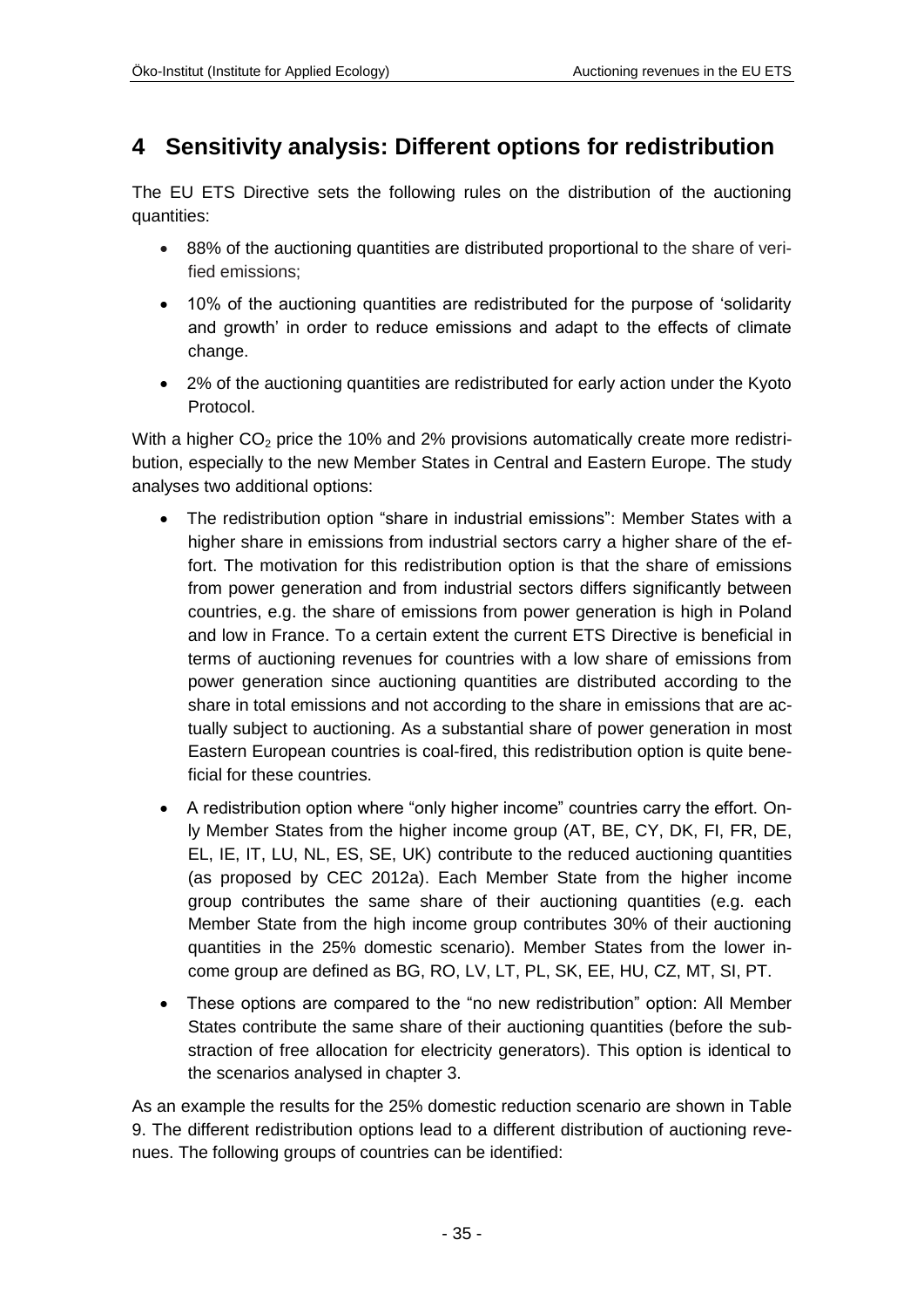# 4 Sensitivity analysis: Different options for redistribution

The EU ETS Directive sets the following rules on the distribution of the auctioning quantities:

- 88% of the auctioning quantities are distributed proportional to the share of verified emissions;
- 10% of the auctioning quantities are redistributed for the purpose of 'solidarity and growth' in order to reduce emissions and adapt to the effects of climate change.
- 2% of the auctioning quantities are redistributed for early action under the Kyoto Protocol.

With a higher $CO_2$ price the 10% and 2% provisions automatically create more redistribution, especially to the new Member States in Central and Eastern Europe. The study analyses two additional options:

- The redistribution option "share in industrial emissions": Member States with a higher share in emissions from industrial sectors carry a higher share of the effort. The motivation for this redistribution option is that the share of emissions from power generation and from industrial sectors differs significantly between countries, e.g. the share of emissions from power generation is high in Poland and low in France. To a certain extent the current ETS Directive is beneficial in terms of auctioning revenues for countries with a low share of emissions from power generation since auctioning quantities are distributed according to the share in total emissions and not according to the share in emissions that are actually subject to auctioning. As a substantial share of power generation in most Eastern European countries is coal-fired, this redistribution option is quite beneficial for these countries.
- A redistribution option where "only higher income" countries carry the effort. Only Member States from the higher income group (AT, BE, CY, DK, FI, FR, DE, EL, IE, IT, LU, NL, ES, SE, UK) contribute to the reduced auctioning quantities (as proposed by CEC 2012a). Each Member State from the higher income group contributes the same share of their auctioning quantities (e.g. each Member State from the high income group contributes 30% of their auctioning quantities in the 25% domestic scenario). Member States from the lower income group are defined as BG, RO, LV, LT, PL, SK, EE, HU, CZ, MT, SI, PT.
- These options are compared to the "no new redistribution" option: All Member States contribute the same share of their auctioning quantities (before the substraction of free allocation for electricity generators). This option is identical to the scenarios analysed in chapter 3.

As an example the results for the 25% domestic reduction scenario are shown in Table 9. The different redistribution options lead to a different distribution of auctioning revenues. The following groups of countries can be identified: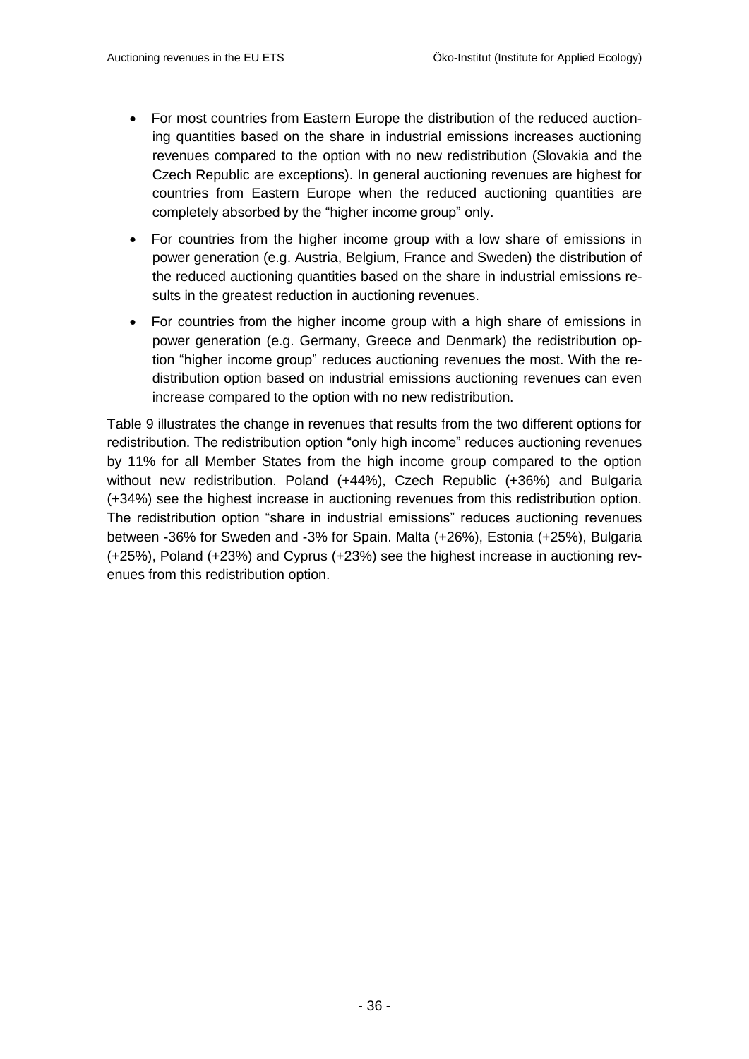- For most countries from Eastern Europe the distribution of the reduced auctioning quantities based on the share in industrial emissions increases auctioning revenues compared to the option with no new redistribution (Slovakia and the Czech Republic are exceptions). In general auctioning revenues are highest for countries from Eastern Europe when the reduced auctioning quantities are completely absorbed by the "higher income group" only.
- For countries from the higher income group with a low share of emissions in power generation (e.g. Austria, Belgium, France and Sweden) the distribution of the reduced auctioning quantities based on the share in industrial emissions results in the greatest reduction in auctioning revenues.
- For countries from the higher income group with a high share of emissions in power generation (e.g. Germany, Greece and Denmark) the redistribution option "higher income group" reduces auctioning revenues the most. With the redistribution option based on industrial emissions auctioning revenues can even increase compared to the option with no new redistribution.

Table 9 illustrates the change in revenues that results from the two different options for redistribution. The redistribution option "only high income" reduces auctioning revenues by 11% for all Member States from the high income group compared to the option without new redistribution. Poland (+44%), Czech Republic (+36%) and Bulgaria (+34%) see the highest increase in auctioning revenues from this redistribution option. The redistribution option "share in industrial emissions" reduces auctioning revenues between -36% for Sweden and -3% for Spain. Malta (+26%), Estonia (+25%), Bulgaria (+25%), Poland (+23%) and Cyprus (+23%) see the highest increase in auctioning revenues from this redistribution option.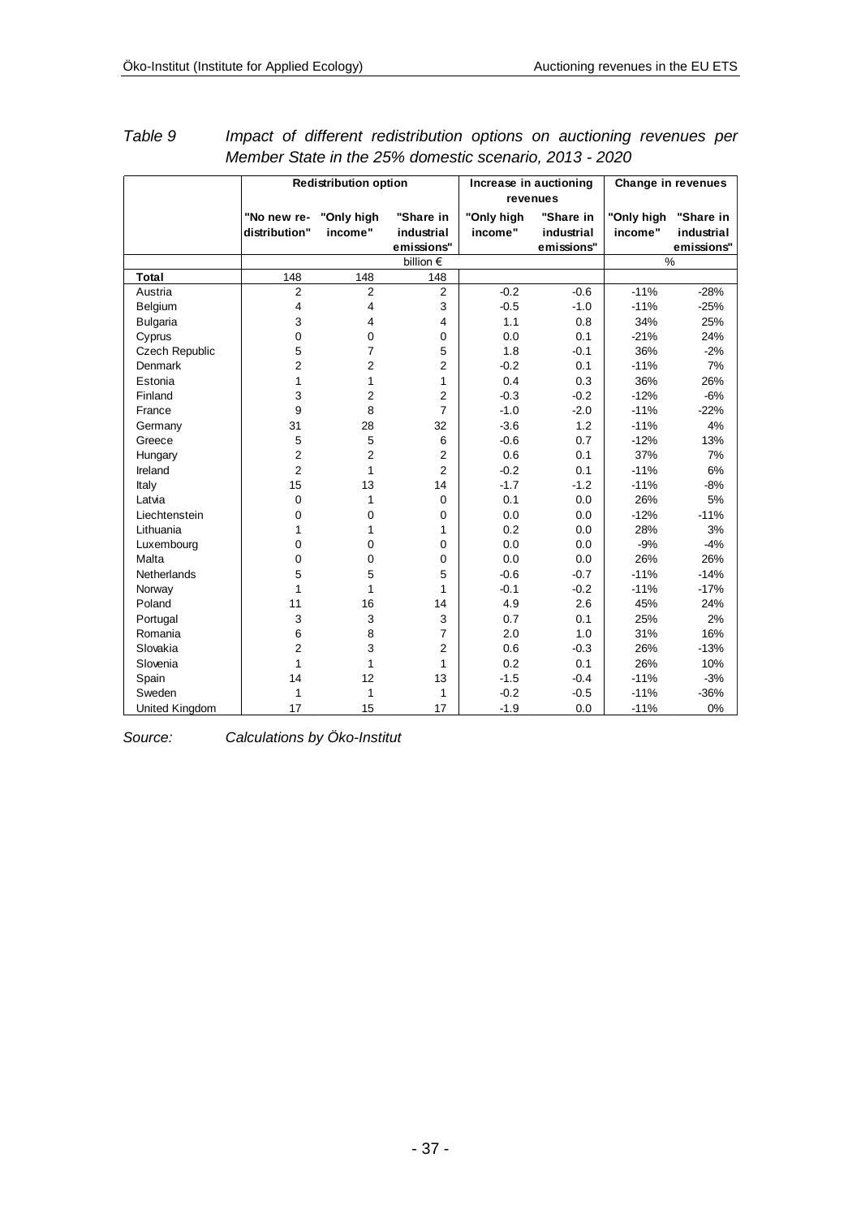*Table 9 Impact of different redistribution options on auctioning revenues per Member State in the 25% domestic scenario, 2013 - 2020*

| | **Redistribution option** | | | **Increase in auctioning revenues** | | **Change in revenues** | |
|---|---|---|---|---|---|---|---|
| | **"No new re-distribution"** | **"Only high income"** | **"Share in industrial emissions"** | **"Only high income"** | **"Share in industrial emissions"** | **"Only high income"** | **"Share in industrial emissions"** |
| | | | billion € | | | % | |
| **Total** | 148 | 148 | 148 | | | | |
| Austria | 2 | 2 | 2 | -0.2 | -0.6 | -11% | -28% |
| Belgium | 4 | 4 | 3 | -0.5 | -1.0 | -11% | -25% |
| Bulgaria | 3 | 4 | 4 | 1.1 | 0.8 | 34% | 25% |
| Cyprus | 0 | 0 | 0 | 0.0 | 0.1 | -21% | 24% |
| Czech Republic | 5 | 7 | 5 | 1.8 | -0.1 | 36% | -2% |
| Denmark | 2 | 2 | 2 | -0.2 | 0.1 | -11% | 7% |
| Estonia | 1 | 1 | 1 | 0.4 | 0.3 | 36% | 26% |
| Finland | 3 | 2 | 2 | -0.3 | -0.2 | -12% | -6% |
| France | 9 | 8 | 7 | -1.0 | -2.0 | -11% | -22% |
| Germany | 31 | 28 | 32 | -3.6 | 1.2 | -11% | 4% |
| Greece | 5 | 5 | 6 | -0.6 | 0.7 | -12% | 13% |
| Hungary | 2 | 2 | 2 | 0.6 | 0.1 | 37% | 7% |
| Ireland | 2 | 1 | 2 | -0.2 | 0.1 | -11% | 6% |
| Italy | 15 | 13 | 14 | -1.7 | -1.2 | -11% | -8% |
| Latvia | 0 | 1 | 0 | 0.1 | 0.0 | 26% | 5% |
| Liechtenstein | 0 | 0 | 0 | 0.0 | 0.0 | -12% | -11% |
| Lithuania | 1 | 1 | 1 | 0.2 | 0.0 | 28% | 3% |
| Luxembourg | 0 | 0 | 0 | 0.0 | 0.0 | -9% | -4% |
| Malta | 0 | 0 | 0 | 0.0 | 0.0 | 26% | 26% |
| Netherlands | 5 | 5 | 5 | -0.6 | -0.7 | -11% | -14% |
| Norway | 1 | 1 | 1 | -0.1 | -0.2 | -11% | -17% |
| Poland | 11 | 16 | 14 | 4.9 | 2.6 | 45% | 24% |
| Portugal | 3 | 3 | 3 | 0.7 | 0.1 | 25% | 2% |
| Romania | 6 | 8 | 7 | 2.0 | 1.0 | 31% | 16% |
| Slovakia | 2 | 3 | 2 | 0.6 | -0.3 | 26% | -13% |
| Slovenia | 1 | 1 | 1 | 0.2 | 0.1 | 26% | 10% |
| Spain | 14 | 12 | 13 | -1.5 | -0.4 | -11% | -3% |
| Sweden | 1 | 1 | 1 | -0.2 | -0.5 | -11% | -36% |
| United Kingdom | 17 | 15 | 17 | -1.9 | 0.0 | -11% | 0% |

*Source: Calculations by Öko-Institut*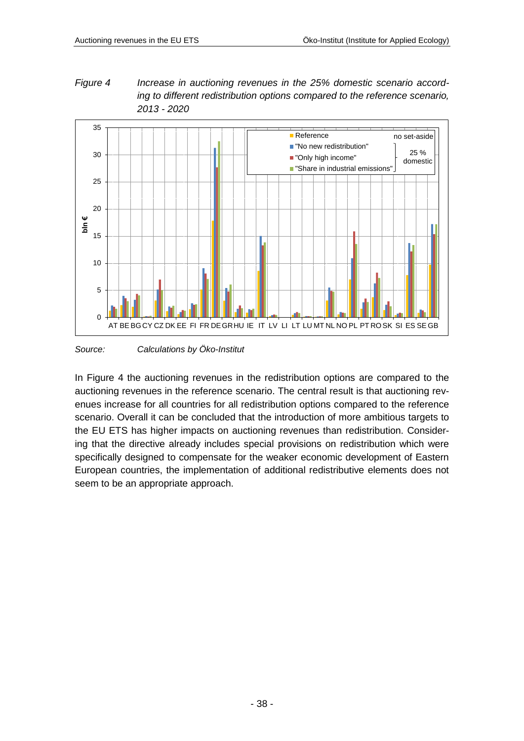*Figure 4 Increase in auctioning revenues in the 25% domestic scenario according to different redistribution options compared to the reference scenario, 2013 - 2020*

*Source: Calculations by Öko-Institut*

In Figure 4 the auctioning revenues in the redistribution options are compared to the auctioning revenues in the reference scenario. The central result is that auctioning revenues increase for all countries for all redistribution options compared to the reference scenario. Overall it can be concluded that the introduction of more ambitious targets to the EU ETS has higher impacts on auctioning revenues than redistribution. Considering that the directive already includes special provisions on redistribution which were specifically designed to compensate for the weaker economic development of Eastern European countries, the implementation of additional redistributive elements does not seem to be an appropriate approach.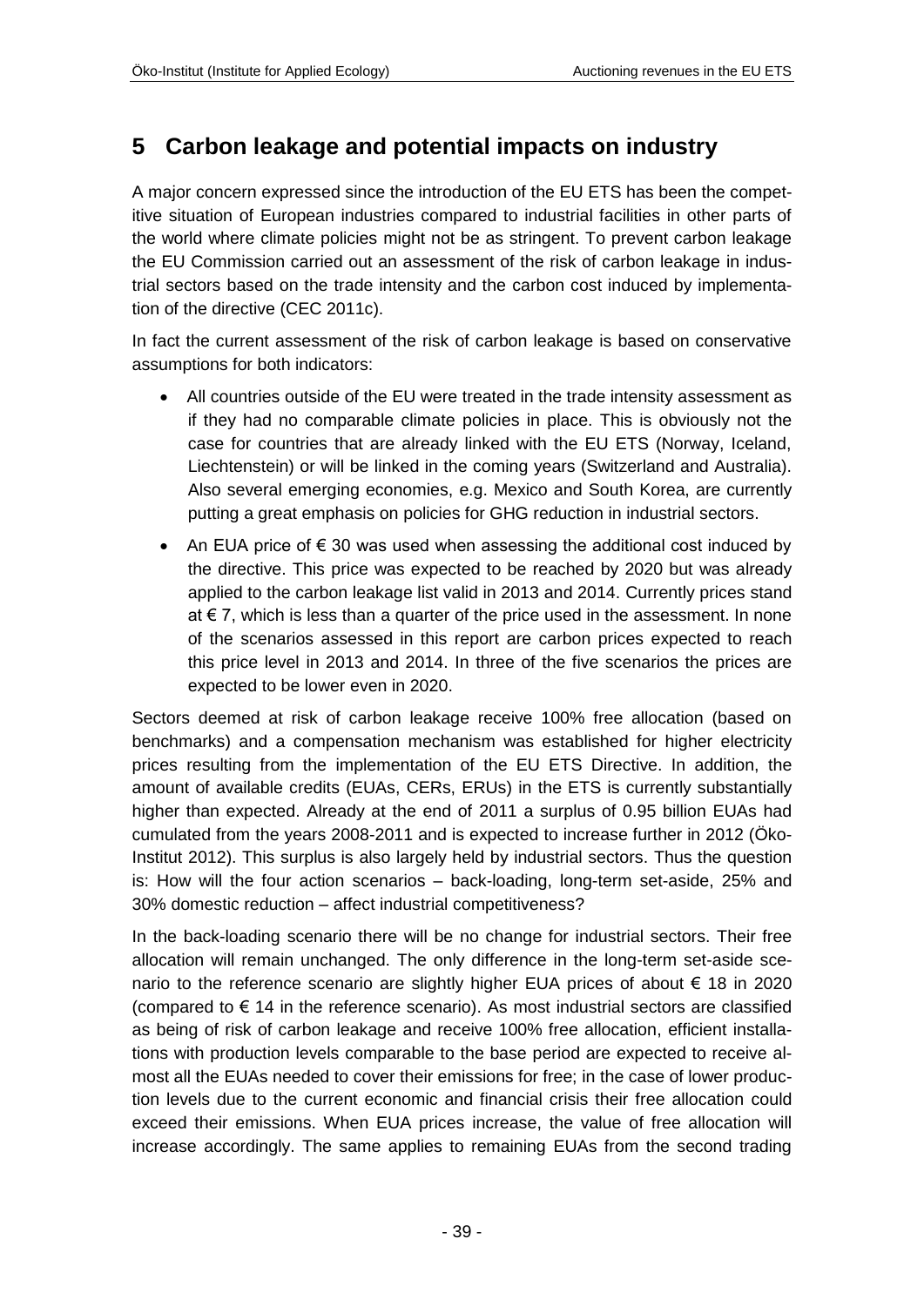# 5 Carbon leakage and potential impacts on industry

A major concern expressed since the introduction of the EU ETS has been the competitive situation of European industries compared to industrial facilities in other parts of the world where climate policies might not be as stringent. To prevent carbon leakage the EU Commission carried out an assessment of the risk of carbon leakage in industrial sectors based on the trade intensity and the carbon cost induced by implementation of the directive (CEC 2011c).

In fact the current assessment of the risk of carbon leakage is based on conservative assumptions for both indicators:

- All countries outside of the EU were treated in the trade intensity assessment as if they had no comparable climate policies in place. This is obviously not the case for countries that are already linked with the EU ETS (Norway, Iceland, Liechtenstein) or will be linked in the coming years (Switzerland and Australia). Also several emerging economies, e.g. Mexico and South Korea, are currently putting a great emphasis on policies for GHG reduction in industrial sectors.
- An EUA price of € 30 was used when assessing the additional cost induced by the directive. This price was expected to be reached by 2020 but was already applied to the carbon leakage list valid in 2013 and 2014. Currently prices stand at € 7, which is less than a quarter of the price used in the assessment. In none of the scenarios assessed in this report are carbon prices expected to reach this price level in 2013 and 2014. In three of the five scenarios the prices are expected to be lower even in 2020.

Sectors deemed at risk of carbon leakage receive 100% free allocation (based on benchmarks) and a compensation mechanism was established for higher electricity prices resulting from the implementation of the EU ETS Directive. In addition, the amount of available credits (EUAs, CERs, ERUs) in the ETS is currently substantially higher than expected. Already at the end of 2011 a surplus of 0.95 billion EUAs had cumulated from the years 2008-2011 and is expected to increase further in 2012 (Öko-Institut 2012). This surplus is also largely held by industrial sectors. Thus the question is: How will the four action scenarios – back-loading, long-term set-aside, 25% and 30% domestic reduction – affect industrial competitiveness?

In the back-loading scenario there will be no change for industrial sectors. Their free allocation will remain unchanged. The only difference in the long-term set-aside scenario to the reference scenario are slightly higher EUA prices of about € 18 in 2020 (compared to € 14 in the reference scenario). As most industrial sectors are classified as being of risk of carbon leakage and receive 100% free allocation, efficient installations with production levels comparable to the base period are expected to receive almost all the EUAs needed to cover their emissions for free; in the case of lower production levels due to the current economic and financial crisis their free allocation could exceed their emissions. When EUA prices increase, the value of free allocation will increase accordingly. The same applies to remaining EUAs from the second trading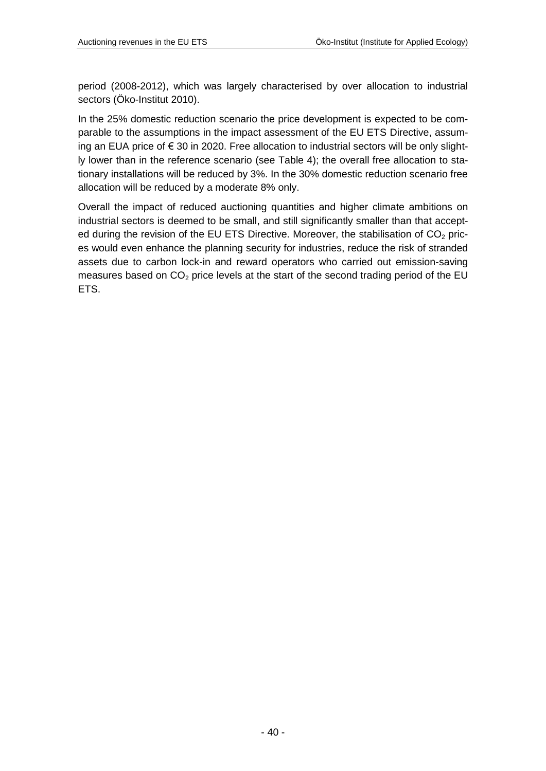period (2008-2012), which was largely characterised by over allocation to industrial sectors (Öko-Institut 2010).

In the 25% domestic reduction scenario the price development is expected to be comparable to the assumptions in the impact assessment of the EU ETS Directive, assuming an EUA price of € 30 in 2020. Free allocation to industrial sectors will be only slightly lower than in the reference scenario (see Table 4); the overall free allocation to stationary installations will be reduced by 3%. In the 30% domestic reduction scenario free allocation will be reduced by a moderate 8% only.

Overall the impact of reduced auctioning quantities and higher climate ambitions on industrial sectors is deemed to be small, and still significantly smaller than that accepted during the revision of the EU ETS Directive. Moreover, the stabilisation of $CO_2$ prices would even enhance the planning security for industries, reduce the risk of stranded assets due to carbon lock-in and reward operators who carried out emission-saving measures based on $CO_2$ price levels at the start of the second trading period of the EU ETS.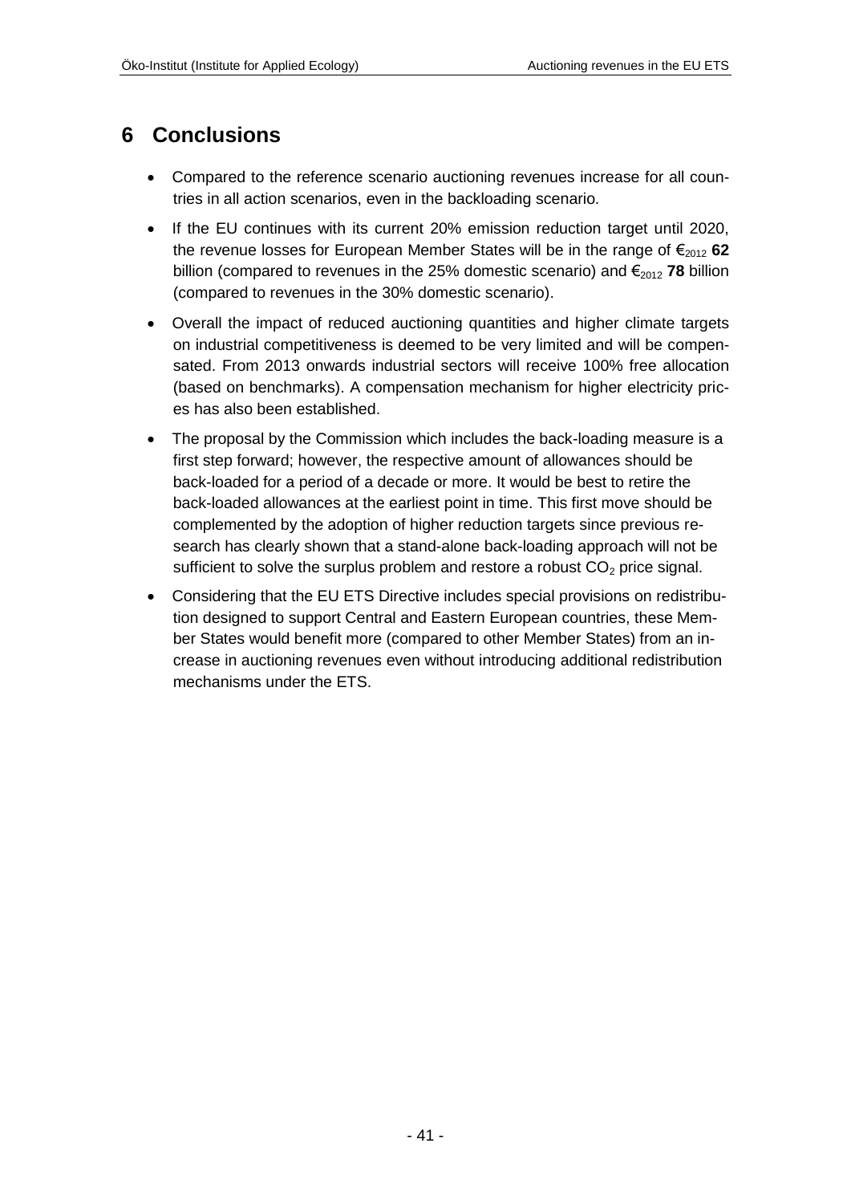# 6 Conclusions

- Compared to the reference scenario auctioning revenues increase for all countries in all action scenarios, even in the backloading scenario.
- If the EU continues with its current 20% emission reduction target until 2020, the revenue losses for European Member States will be in the range of $€_{2012}$ **62** billion (compared to revenues in the 25% domestic scenario) and $€_{2012}$ **78** billion (compared to revenues in the 30% domestic scenario).
- Overall the impact of reduced auctioning quantities and higher climate targets on industrial competitiveness is deemed to be very limited and will be compensated. From 2013 onwards industrial sectors will receive 100% free allocation (based on benchmarks). A compensation mechanism for higher electricity prices has also been established.
- The proposal by the Commission which includes the back-loading measure is a first step forward; however, the respective amount of allowances should be back-loaded for a period of a decade or more. It would be best to retire the back-loaded allowances at the earliest point in time. This first move should be complemented by the adoption of higher reduction targets since previous research has clearly shown that a stand-alone back-loading approach will not be sufficient to solve the surplus problem and restore a robust $CO_2$ price signal.
- Considering that the EU ETS Directive includes special provisions on redistribution designed to support Central and Eastern European countries, these Member States would benefit more (compared to other Member States) from an increase in auctioning revenues even without introducing additional redistribution mechanisms under the ETS.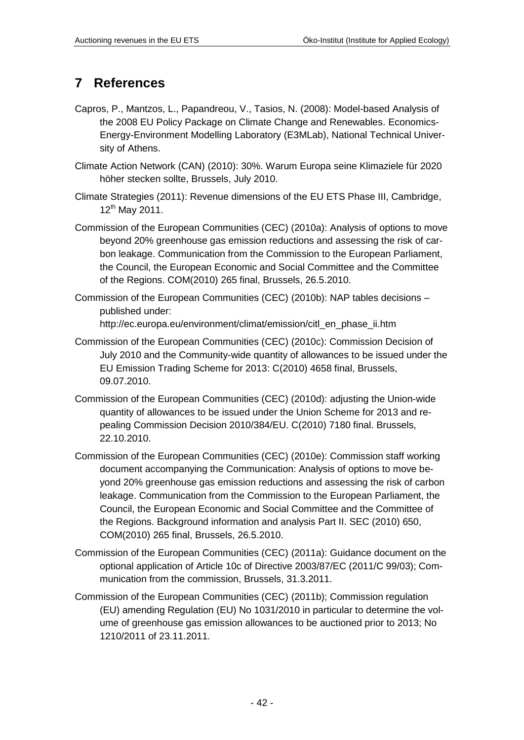# 7 References

Capros, P., Mantzos, L., Papandreou, V., Tasios, N. (2008): Model-based Analysis of the 2008 EU Policy Package on Climate Change and Renewables. Economics-Energy-Environment Modelling Laboratory (E3MLab), National Technical University of Athens.

Climate Action Network (CAN) (2010): 30%. Warum Europa seine Klimaziele für 2020 höher stecken sollte, Brussels, July 2010.

Climate Strategies (2011): Revenue dimensions of the EU ETS Phase III, Cambridge, 12th May 2011.

Commission of the European Communities (CEC) (2010a): Analysis of options to move beyond 20% greenhouse gas emission reductions and assessing the risk of carbon leakage. Communication from the Commission to the European Parliament, the Council, the European Economic and Social Committee and the Committee of the Regions. COM(2010) 265 final, Brussels, 26.5.2010.

Commission of the European Communities (CEC) (2010b): NAP tables decisions – published under: http://ec.europa.eu/environment/climat/emission/citl_en_phase_ii.htm

Commission of the European Communities (CEC) (2010c): Commission Decision of July 2010 and the Community-wide quantity of allowances to be issued under the EU Emission Trading Scheme for 2013: C(2010) 4658 final, Brussels, 09.07.2010.

Commission of the European Communities (CEC) (2010d): adjusting the Union-wide quantity of allowances to be issued under the Union Scheme for 2013 and repealing Commission Decision 2010/384/EU. C(2010) 7180 final. Brussels, 22.10.2010.

Commission of the European Communities (CEC) (2010e): Commission staff working document accompanying the Communication: Analysis of options to move beyond 20% greenhouse gas emission reductions and assessing the risk of carbon leakage. Communication from the Commission to the European Parliament, the Council, the European Economic and Social Committee and the Committee of the Regions. Background information and analysis Part II. SEC (2010) 650, COM(2010) 265 final, Brussels, 26.5.2010.

Commission of the European Communities (CEC) (2011a): Guidance document on the optional application of Article 10c of Directive 2003/87/EC (2011/C 99/03); Communication from the commission, Brussels, 31.3.2011.

Commission of the European Communities (CEC) (2011b); Commission regulation (EU) amending Regulation (EU) No 1031/2010 in particular to determine the volume of greenhouse gas emission allowances to be auctioned prior to 2013; No 1210/2011 of 23.11.2011.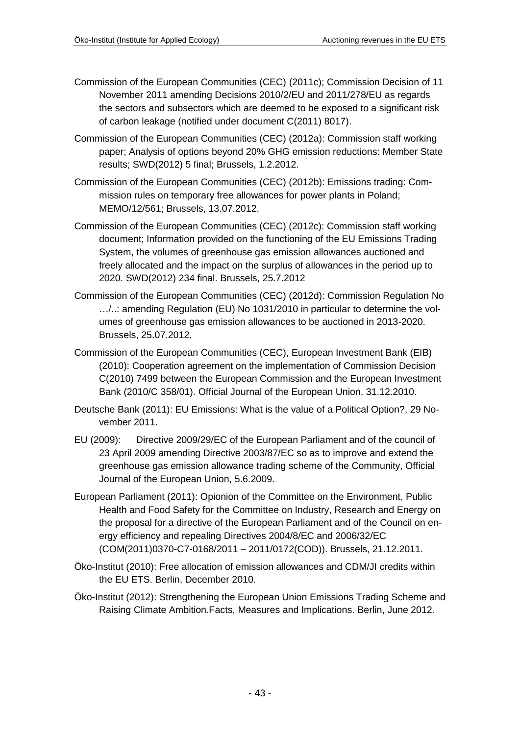Commission of the European Communities (CEC) (2011c); Commission Decision of 11 November 2011 amending Decisions 2010/2/EU and 2011/278/EU as regards the sectors and subsectors which are deemed to be exposed to a significant risk of carbon leakage (notified under document C(2011) 8017).

Commission of the European Communities (CEC) (2012a): Commission staff working paper; Analysis of options beyond 20% GHG emission reductions: Member State results; SWD(2012) 5 final; Brussels, 1.2.2012.

Commission of the European Communities (CEC) (2012b): Emissions trading: Commission rules on temporary free allowances for power plants in Poland; MEMO/12/561; Brussels, 13.07.2012.

Commission of the European Communities (CEC) (2012c): Commission staff working document; Information provided on the functioning of the EU Emissions Trading System, the volumes of greenhouse gas emission allowances auctioned and freely allocated and the impact on the surplus of allowances in the period up to 2020. SWD(2012) 234 final. Brussels, 25.7.2012

Commission of the European Communities (CEC) (2012d): Commission Regulation No …/..: amending Regulation (EU) No 1031/2010 in particular to determine the volumes of greenhouse gas emission allowances to be auctioned in 2013-2020. Brussels, 25.07.2012.

Commission of the European Communities (CEC), European Investment Bank (EIB) (2010): Cooperation agreement on the implementation of Commission Decision C(2010) 7499 between the European Commission and the European Investment Bank (2010/C 358/01). Official Journal of the European Union, 31.12.2010.

Deutsche Bank (2011): EU Emissions: What is the value of a Political Option?, 29 November 2011.

EU (2009): Directive 2009/29/EC of the European Parliament and of the council of 23 April 2009 amending Directive 2003/87/EC so as to improve and extend the greenhouse gas emission allowance trading scheme of the Community, Official Journal of the European Union, 5.6.2009.

European Parliament (2011): Opionion of the Committee on the Environment, Public Health and Food Safety for the Committee on Industry, Research and Energy on the proposal for a directive of the European Parliament and of the Council on energy efficiency and repealing Directives 2004/8/EC and 2006/32/EC (COM(2011)0370-C7-0168/2011 – 2011/0172(COD)). Brussels, 21.12.2011.

Öko-Institut (2010): Free allocation of emission allowances and CDM/JI credits within the EU ETS. Berlin, December 2010.

Öko-Institut (2012): Strengthening the European Union Emissions Trading Scheme and Raising Climate Ambition.Facts, Measures and Implications. Berlin, June 2012.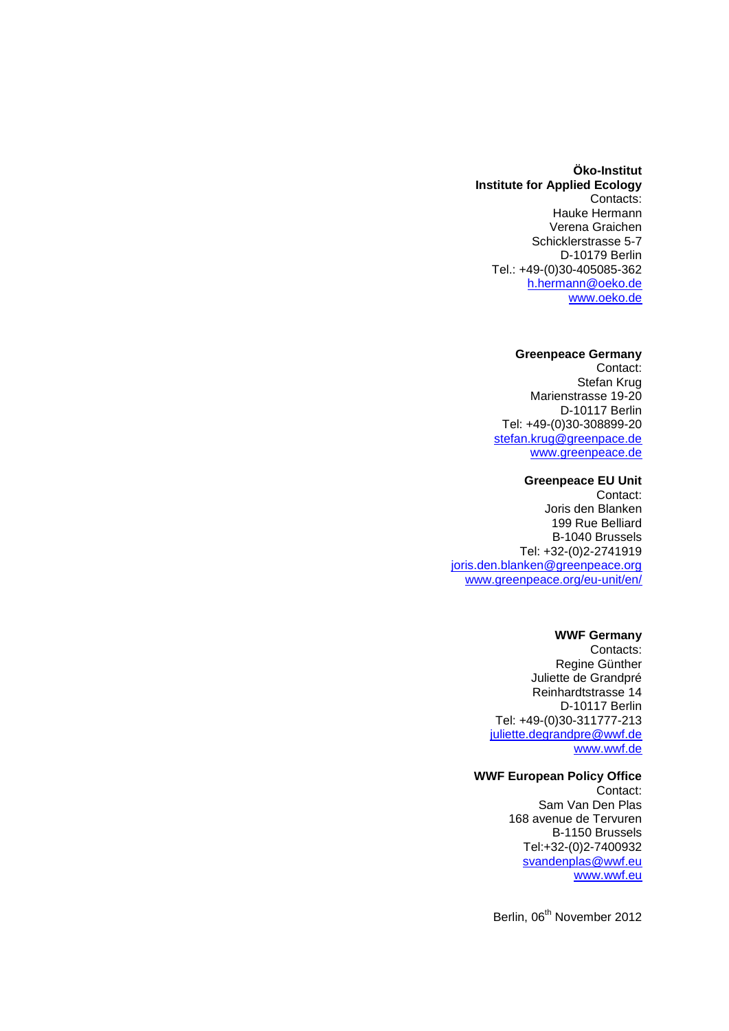**Öko-Institut**
**Institute for Applied Ecology**
Contacts:
Hauke Hermann
Verena Graichen
Schicklerstrasse 5-7
D-10179 Berlin
Tel.: +49-(0)30-405085-362
h.hermann@oeko.de
www.oeko.de

**Greenpeace Germany**
Contact:
Stefan Krug
Marienstrasse 19-20
D-10117 Berlin
Tel: +49-(0)30-308899-20
stefan.krug@greenpace.de
www.greenpeace.de

**Greenpeace EU Unit**
Contact:
Joris den Blanken
199 Rue Belliard
B-1040 Brussels
Tel: +32-(0)2-2741919
joris.den.blanken@greenpeace.org
www.greenpeace.org/eu-unit/en/

**WWF Germany**
Contacts:
Regine Günther
Juliette de Grandpré
Reinhardtstrasse 14
D-10117 Berlin
Tel: +49-(0)30-311777-213
juliette.degrandpre@wwf.de
www.wwf.de

**WWF European Policy Office**
Contact:
Sam Van Den Plas
168 avenue de Tervuren
B-1150 Brussels
Tel:+32-(0)2-7400932
svandenplas@wwf.eu
www.wwf.eu

Berlin, 06th November 2012